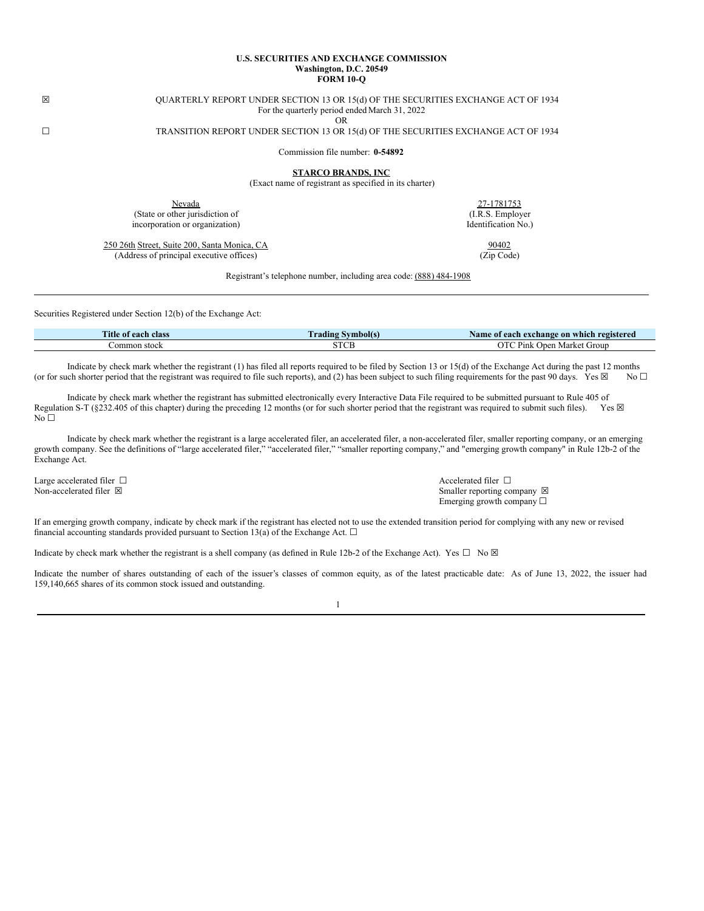**U.S. SECURITIES AND EXCHANGE COMMISSION**
**Washington, D.C. 20549**
**FORM 10-Q**

☒ QUARTERLY REPORT UNDER SECTION 13 OR 15(d) OF THE SECURITIES EXCHANGE ACT OF 1934
For the quarterly period ended March 31, 2022

OR

☐ TRANSITION REPORT UNDER SECTION 13 OR 15(d) OF THE SECURITIES EXCHANGE ACT OF 1934

Commission file number: **0-54892**

**STARCO BRANDS, INC**
(Exact name of registrant as specified in its charter)

| Nevada<br>(State or other jurisdiction of incorporation or organization) | 27-1781753<br>(I.R.S. Employer Identification No.) |
|---|---|
| 250 26th Street, Suite 200, Santa Monica, CA<br>(Address of principal executive offices) | 90402<br>(Zip Code) |

Registrant's telephone number, including area code: (888) 484-1908

Securities Registered under Section 12(b) of the Exchange Act:

| Title of each class | Trading Symbol(s) | Name of each exchange on which registered |
|---|---|---|
| Common stock | STCB | OTC Pink Open Market Group |

Indicate by check mark whether the registrant (1) has filed all reports required to be filed by Section 13 or 15(d) of the Exchange Act during the past 12 months (or for such shorter period that the registrant was required to file such reports), and (2) has been subject to such filing requirements for the past 90 days. Yes ☒ No ☐

Indicate by check mark whether the registrant has submitted electronically every Interactive Data File required to be submitted pursuant to Rule 405 of Regulation S-T (§232.405 of this chapter) during the preceding 12 months (or for such shorter period that the registrant was required to submit such files). Yes ☒ No ☐

Indicate by check mark whether the registrant is a large accelerated filer, an accelerated filer, a non-accelerated filer, smaller reporting company, or an emerging growth company. See the definitions of "large accelerated filer," "accelerated filer," "smaller reporting company," and "emerging growth company" in Rule 12b-2 of the Exchange Act.

| | |
|---|---|
| Large accelerated filer ☐ | Accelerated filer ☐ |
| Non-accelerated filer ☒ | Smaller reporting company ☒ |
| | Emerging growth company ☐ |

If an emerging growth company, indicate by check mark if the registrant has elected not to use the extended transition period for complying with any new or revised financial accounting standards provided pursuant to Section 13(a) of the Exchange Act. ☐

Indicate by check mark whether the registrant is a shell company (as defined in Rule 12b-2 of the Exchange Act). Yes ☐ No ☒

Indicate the number of shares outstanding of each of the issuer's classes of common equity, as of the latest practicable date: As of June 13, 2022, the issuer had 159,140,665 shares of its common stock issued and outstanding.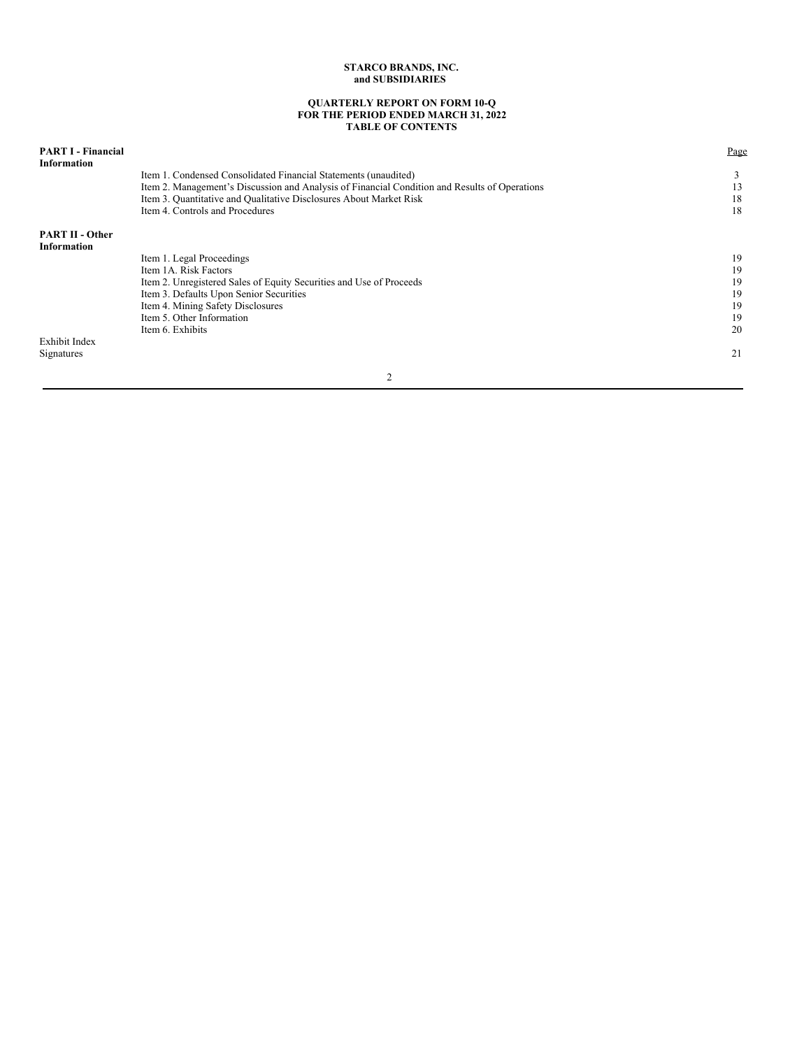**STARCO BRANDS, INC.**
**and SUBSIDIARIES**

**QUARTERLY REPORT ON FORM 10-Q**
**FOR THE PERIOD ENDED MARCH 31, 2022**
**TABLE OF CONTENTS**

| | | Page |
|---|---|---|
| **PART I - Financial Information** | | |
| | Item 1. Condensed Consolidated Financial Statements (unaudited) | 3 |
| | Item 2. Management's Discussion and Analysis of Financial Condition and Results of Operations | 13 |
| | Item 3. Quantitative and Qualitative Disclosures About Market Risk | 18 |
| | Item 4. Controls and Procedures | 18 |
| **PART II - Other Information** | | |
| | Item 1. Legal Proceedings | 19 |
| | Item 1A. Risk Factors | 19 |
| | Item 2. Unregistered Sales of Equity Securities and Use of Proceeds | 19 |
| | Item 3. Defaults Upon Senior Securities | 19 |
| | Item 4. Mining Safety Disclosures | 19 |
| | Item 5. Other Information | 19 |
| | Item 6. Exhibits | 20 |
| Exhibit Index | | |
| Signatures | | 21 |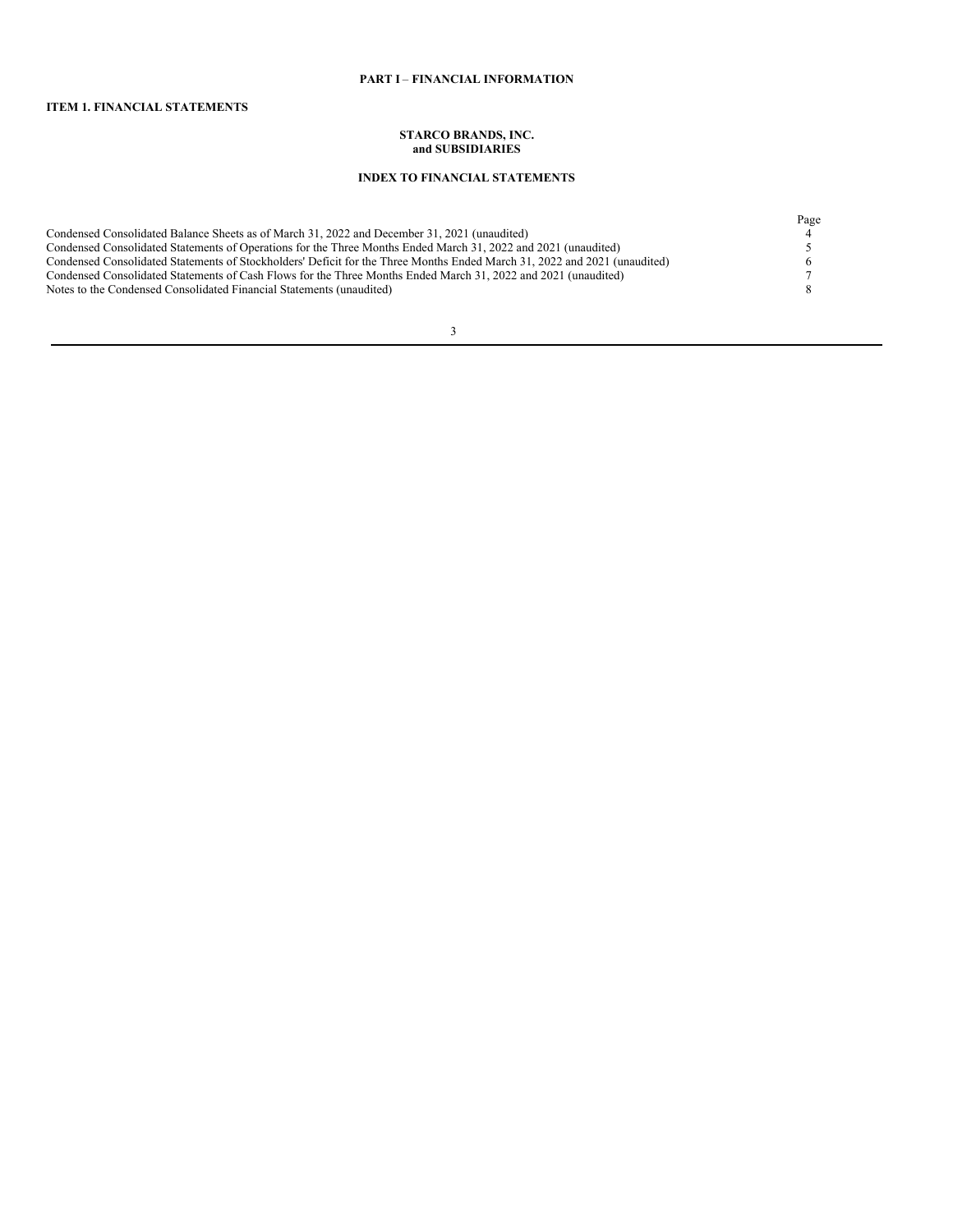## PART I – FINANCIAL INFORMATION

### ITEM 1. FINANCIAL STATEMENTS

**STARCO BRANDS, INC.**
**and SUBSIDIARIES**

**INDEX TO FINANCIAL STATEMENTS**

| | Page |
|---|---|
| Condensed Consolidated Balance Sheets as of March 31, 2022 and December 31, 2021 (unaudited) | 4 |
| Condensed Consolidated Statements of Operations for the Three Months Ended March 31, 2022 and 2021 (unaudited) | 5 |
| Condensed Consolidated Statements of Stockholders' Deficit for the Three Months Ended March 31, 2022 and 2021 (unaudited) | 6 |
| Condensed Consolidated Statements of Cash Flows for the Three Months Ended March 31, 2022 and 2021 (unaudited) | 7 |
| Notes to the Condensed Consolidated Financial Statements (unaudited) | 8 |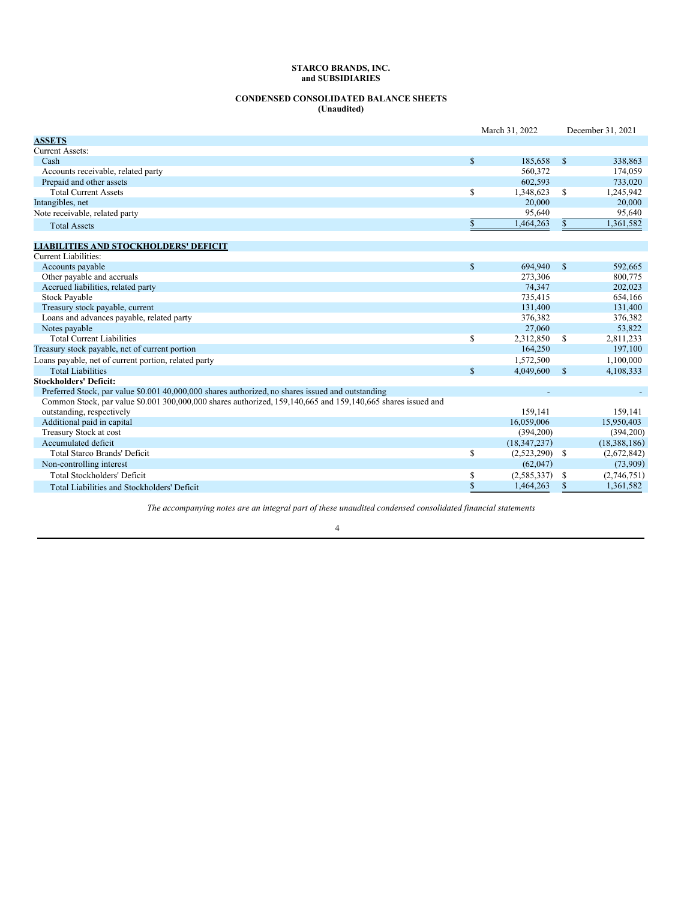**STARCO BRANDS, INC.**
**and SUBSIDIARIES**

**CONDENSED CONSOLIDATED BALANCE SHEETS**
**(Unaudited)**

| | March 31, 2022 | December 31, 2021 |
|---|---|---|
| **ASSETS** | | |
| Current Assets: | | |
| Cash | $ 185,658 | $ 338,863 |
| Accounts receivable, related party | 560,372 | 174,059 |
| Prepaid and other assets | 602,593 | 733,020 |
| Total Current Assets | $ 1,348,623 | $ 1,245,942 |
| Intangibles, net | 20,000 | 20,000 |
| Note receivable, related party | 95,640 | 95,640 |
| Total Assets | $ 1,464,263 | $ 1,361,582 |
| | | |
| **LIABILITIES AND STOCKHOLDERS' DEFICIT** | | |
| Current Liabilities: | | |
| Accounts payable | $ 694,940 | $ 592,665 |
| Other payable and accruals | 273,306 | 800,775 |
| Accrued liabilities, related party | 74,347 | 202,023 |
| Stock Payable | 735,415 | 654,166 |
| Treasury stock payable, current | 131,400 | 131,400 |
| Loans and advances payable, related party | 376,382 | 376,382 |
| Notes payable | 27,060 | 53,822 |
| Total Current Liabilities | $ 2,312,850 | $ 2,811,233 |
| Treasury stock payable, net of current portion | 164,250 | 197,100 |
| Loans payable, net of current portion, related party | 1,572,500 | 1,100,000 |
| Total Liabilities | $ 4,049,600 | $ 4,108,333 |
| **Stockholders' Deficit:** | | |
| Preferred Stock, par value $0.001 40,000,000 shares authorized, no shares issued and outstanding | - | - |
| Common Stock, par value $0.001 300,000,000 shares authorized, 159,140,665 and 159,140,665 shares issued and outstanding, respectively | 159,141 | 159,141 |
| Additional paid in capital | 16,059,006 | 15,950,403 |
| Treasury Stock at cost | (394,200) | (394,200) |
| Accumulated deficit | (18,347,237) | (18,388,186) |
| Total Starco Brands' Deficit | $ (2,523,290) | $ (2,672,842) |
| Non-controlling interest | (62,047) | (73,909) |
| Total Stockholders' Deficit | $ (2,585,337) | $ (2,746,751) |
| Total Liabilities and Stockholders' Deficit | $ 1,464,263 | $ 1,361,582 |

*The accompanying notes are an integral part of these unaudited condensed consolidated financial statements*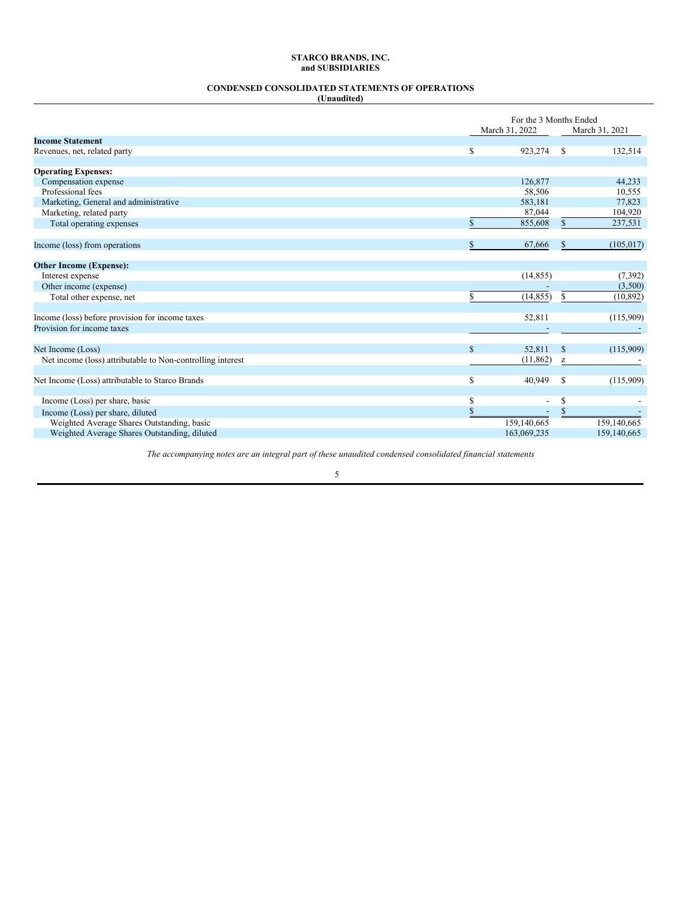**STARCO BRANDS, INC.**
**and SUBSIDIARIES**

**CONDENSED CONSOLIDATED STATEMENTS OF OPERATIONS**
**(Unaudited)**

| | For the 3 Months Ended March 31, 2022 | For the 3 Months Ended March 31, 2021 |
|---|---|---|
| **Income Statement** | | |
| Revenues, net, related party | $ 923,274 | $ 132,514 |
| | | |
| **Operating Expenses:** | | |
| Compensation expense | 126,877 | 44,233 |
| Professional fees | 58,506 | 10,555 |
| Marketing, General and administrative | 583,181 | 77,823 |
| Marketing, related party | 87,044 | 104,920 |
| Total operating expenses | $ 855,608 | $ 237,531 |
| | | |
| Income (loss) from operations | $ 67,666 | $ (105,017) |
| | | |
| **Other Income (Expense):** | | |
| Interest expense | (14,855) | (7,392) |
| Other income (expense) | - | (3,500) |
| Total other expense, net | $ (14,855) | $ (10,892) |
| | | |
| Income (loss) before provision for income taxes | 52,811 | (115,909) |
| Provision for income taxes | - | - |
| | | |
| Net Income (Loss) | $ 52,811 | $ (115,909) |
| Net income (loss) attributable to Non-controlling interest | (11,862) | z - |
| | | |
| Net Income (Loss) attributable to Starco Brands | $ 40,949 | $ (115,909) |
| | | |
| Income (Loss) per share, basic | $ - | $ - |
| Income (Loss) per share, diluted | $ - | $ - |
| Weighted Average Shares Outstanding, basic | 159,140,665 | 159,140,665 |
| Weighted Average Shares Outstanding, diluted | 163,069,235 | 159,140,665 |

*The accompanying notes are an integral part of these unaudited condensed consolidated financial statements*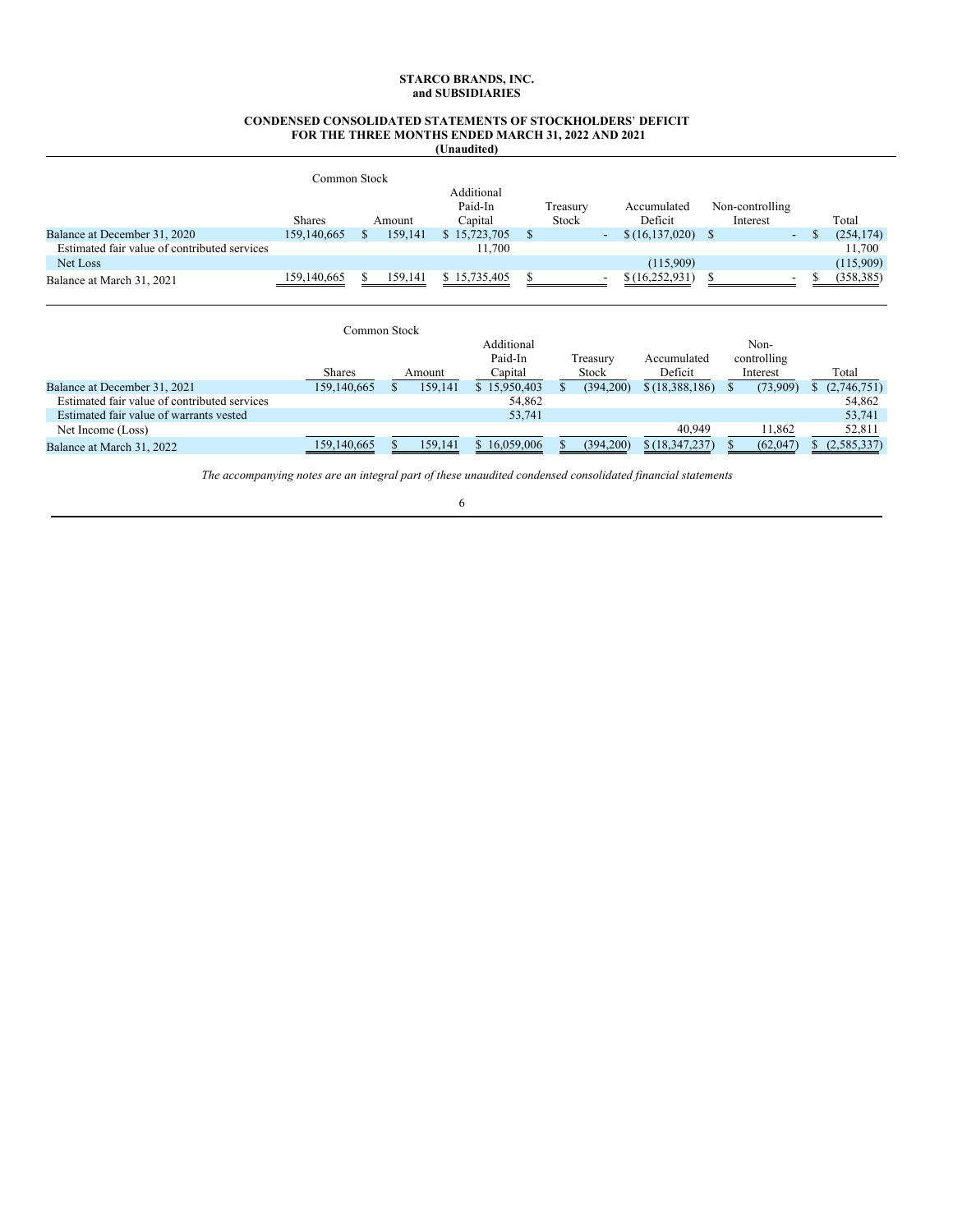**STARCO BRANDS, INC.**
**and SUBSIDIARIES**

**CONDENSED CONSOLIDATED STATEMENTS OF STOCKHOLDERS' DEFICIT**
**FOR THE THREE MONTHS ENDED MARCH 31, 2022 AND 2021**
**(Unaudited)**

| | Common Stock | | Additional | | | | |
|---|---|---|---|---|---|---|---|
| | | | Paid-In | Treasury | Accumulated | Non-controlling | |
| | Shares | Amount | Capital | Stock | Deficit | Interest | Total |
| Balance at December 31, 2020 | 159,140,665 | $ 159,141 | $ 15,723,705 | $ - | $ (16,137,020) | $ - | $ (254,174) |
| Estimated fair value of contributed services | | | 11,700 | | | | 11,700 |
| Net Loss | | | | | (115,909) | | (115,909) |
| Balance at March 31, 2021 | 159,140,665 | $ 159,141 | $ 15,735,405 | $ - | $ (16,252,931) | $ - | $ (358,385) |

| | Common Stock | | Additional | | | Non- | |
|---|---|---|---|---|---|---|---|
| | | | Paid-In | Treasury | Accumulated | controlling | |
| | Shares | Amount | Capital | Stock | Deficit | Interest | Total |
| Balance at December 31, 2021 | 159,140,665 | $ 159,141 | $ 15,950,403 | $ (394,200) | $ (18,388,186) | $ (73,909) | $ (2,746,751) |
| Estimated fair value of contributed services | | | 54,862 | | | | 54,862 |
| Estimated fair value of warrants vested | | | 53,741 | | | | 53,741 |
| Net Income (Loss) | | | | | 40,949 | 11,862 | 52,811 |
| Balance at March 31, 2022 | 159,140,665 | $ 159,141 | $ 16,059,006 | $ (394,200) | $ (18,347,237) | $ (62,047) | $ (2,585,337) |

*The accompanying notes are an integral part of these unaudited condensed consolidated financial statements*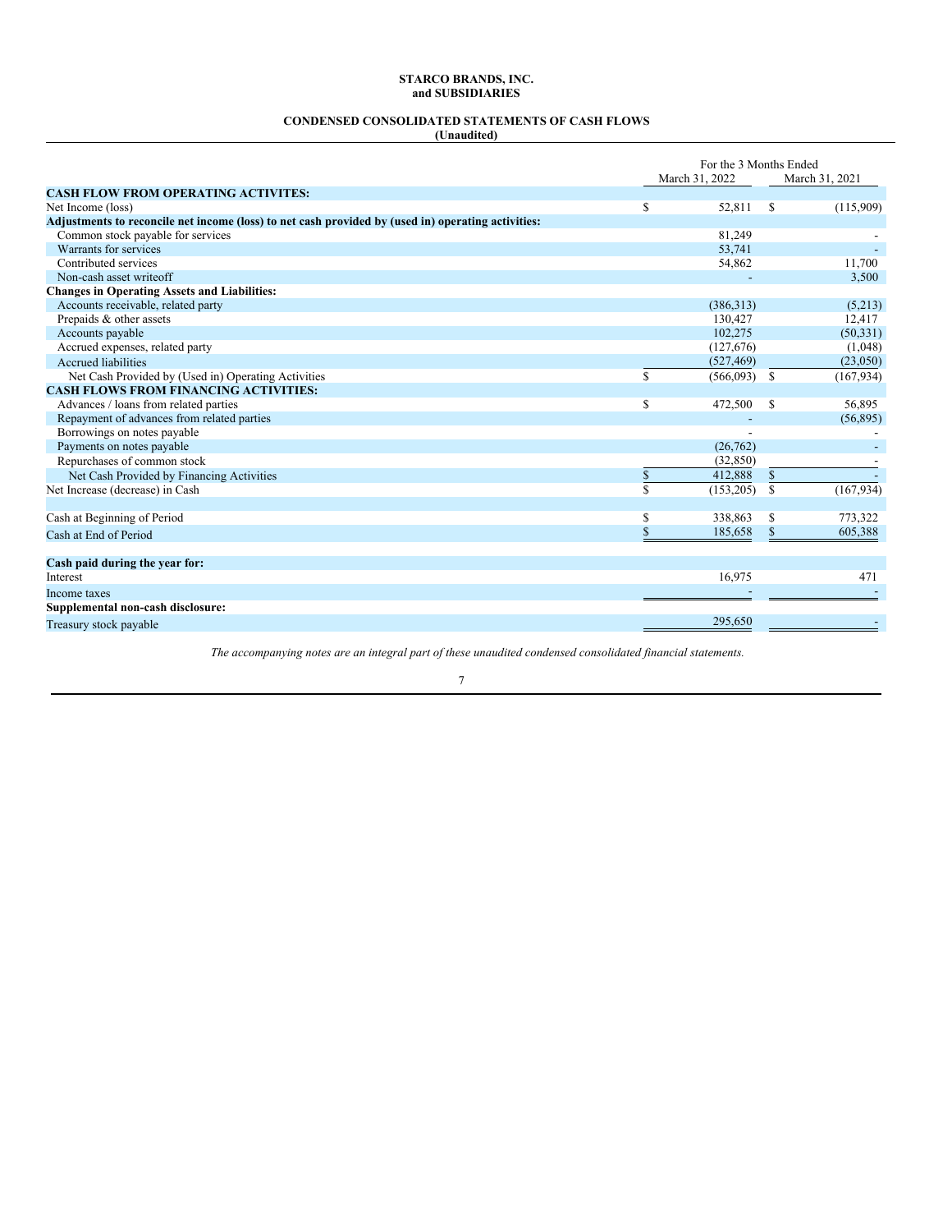**STARCO BRANDS, INC.**
**and SUBSIDIARIES**

**CONDENSED CONSOLIDATED STATEMENTS OF CASH FLOWS**
**(Unaudited)**

| | For the 3 Months Ended March 31, 2022 | For the 3 Months Ended March 31, 2021 |
|---|---|---|
| **CASH FLOW FROM OPERATING ACTIVITES:** | | |
| Net Income (loss) | $ 52,811 | $ (115,909) |
| **Adjustments to reconcile net income (loss) to net cash provided by (used in) operating activities:** | | |
| Common stock payable for services | 81,249 | - |
| Warrants for services | 53,741 | - |
| Contributed services | 54,862 | 11,700 |
| Non-cash asset writeoff | - | 3,500 |
| **Changes in Operating Assets and Liabilities:** | | |
| Accounts receivable, related party | (386,313) | (5,213) |
| Prepaids & other assets | 130,427 | 12,417 |
| Accounts payable | 102,275 | (50,331) |
| Accrued expenses, related party | (127,676) | (1,048) |
| Accrued liabilities | (527,469) | (23,050) |
| Net Cash Provided by (Used in) Operating Activities | $ (566,093) | $ (167,934) |
| **CASH FLOWS FROM FINANCING ACTIVITIES:** | | |
| Advances / loans from related parties | $ 472,500 | $ 56,895 |
| Repayment of advances from related parties | - | (56,895) |
| Borrowings on notes payable | - | - |
| Payments on notes payable | (26,762) | - |
| Repurchases of common stock | (32,850) | - |
| Net Cash Provided by Financing Activities | $ 412,888 | $ - |
| Net Increase (decrease) in Cash | $ (153,205) | $ (167,934) |
| | | |
| Cash at Beginning of Period | $ 338,863 | $ 773,322 |
| Cash at End of Period | $ 185,658 | $ 605,388 |
| | | |
| **Cash paid during the year for:** | | |
| Interest | 16,975 | 471 |
| Income taxes | - | - |
| **Supplemental non-cash disclosure:** | | |
| Treasury stock payable | 295,650 | - |

*The accompanying notes are an integral part of these unaudited condensed consolidated financial statements.*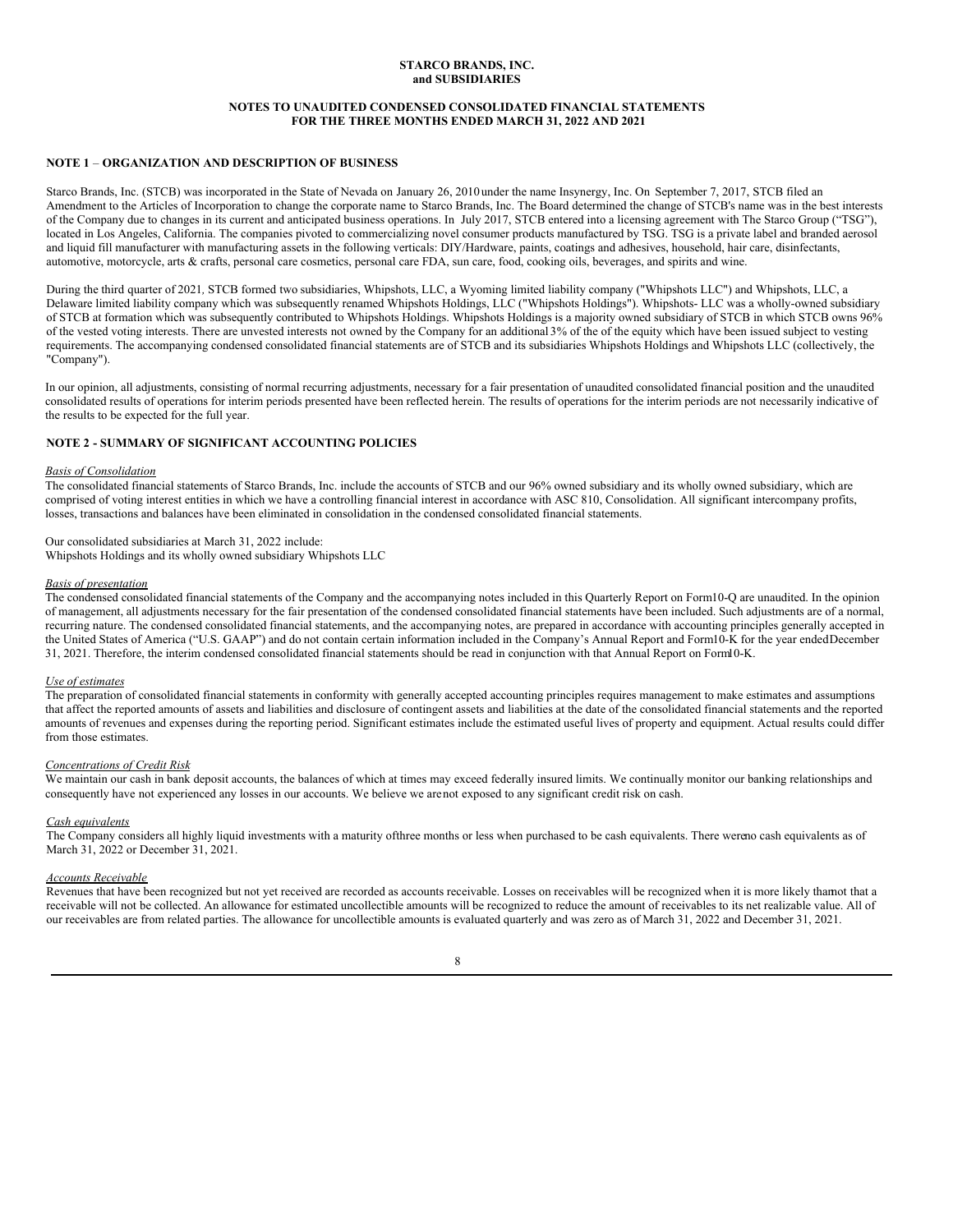**STARCO BRANDS, INC.**
**and SUBSIDIARIES**

**NOTES TO UNAUDITED CONDENSED CONSOLIDATED FINANCIAL STATEMENTS**
**FOR THE THREE MONTHS ENDED MARCH 31, 2022 AND 2021**

## NOTE 1 – ORGANIZATION AND DESCRIPTION OF BUSINESS

Starco Brands, Inc. (STCB) was incorporated in the State of Nevada on January 26, 2010 under the name Insynergy, Inc. On September 7, 2017, STCB filed an Amendment to the Articles of Incorporation to change the corporate name to Starco Brands, Inc. The Board determined the change of STCB's name was in the best interests of the Company due to changes in its current and anticipated business operations. In July 2017, STCB entered into a licensing agreement with The Starco Group ("TSG"), located in Los Angeles, California. The companies pivoted to commercializing novel consumer products manufactured by TSG. TSG is a private label and branded aerosol and liquid fill manufacturer with manufacturing assets in the following verticals: DIY/Hardware, paints, coatings and adhesives, household, hair care, disinfectants, automotive, motorcycle, arts & crafts, personal care cosmetics, personal care FDA, sun care, food, cooking oils, beverages, and spirits and wine.

During the third quarter of 2021, STCB formed two subsidiaries, Whipshots, LLC, a Wyoming limited liability company ("Whipshots LLC") and Whipshots, LLC, a Delaware limited liability company which was subsequently renamed Whipshots Holdings, LLC ("Whipshots Holdings"). Whipshots- LLC was a wholly-owned subsidiary of STCB at formation which was subsequently contributed to Whipshots Holdings. Whipshots Holdings is a majority owned subsidiary of STCB in which STCB owns 96% of the vested voting interests. There are unvested interests not owned by the Company for an additional 3% of the of the equity which have been issued subject to vesting requirements. The accompanying condensed consolidated financial statements are of STCB and its subsidiaries Whipshots Holdings and Whipshots LLC (collectively, the "Company").

In our opinion, all adjustments, consisting of normal recurring adjustments, necessary for a fair presentation of unaudited consolidated financial position and the unaudited consolidated results of operations for interim periods presented have been reflected herein. The results of operations for the interim periods are not necessarily indicative of the results to be expected for the full year.

## NOTE 2 - SUMMARY OF SIGNIFICANT ACCOUNTING POLICIES

*Basis of Consolidation*

The consolidated financial statements of Starco Brands, Inc. include the accounts of STCB and our 96% owned subsidiary and its wholly owned subsidiary, which are comprised of voting interest entities in which we have a controlling financial interest in accordance with ASC 810, Consolidation. All significant intercompany profits, losses, transactions and balances have been eliminated in consolidation in the condensed consolidated financial statements.

Our consolidated subsidiaries at March 31, 2022 include:
Whipshots Holdings and its wholly owned subsidiary Whipshots LLC

*Basis of presentation*

The condensed consolidated financial statements of the Company and the accompanying notes included in this Quarterly Report on Form 10-Q are unaudited. In the opinion of management, all adjustments necessary for the fair presentation of the condensed consolidated financial statements have been included. Such adjustments are of a normal, recurring nature. The condensed consolidated financial statements, and the accompanying notes, are prepared in accordance with accounting principles generally accepted in the United States of America ("U.S. GAAP") and do not contain certain information included in the Company's Annual Report and Form 10-K for the year ended December 31, 2021. Therefore, the interim condensed consolidated financial statements should be read in conjunction with that Annual Report on Form 10-K.

*Use of estimates*

The preparation of consolidated financial statements in conformity with generally accepted accounting principles requires management to make estimates and assumptions that affect the reported amounts of assets and liabilities and disclosure of contingent assets and liabilities at the date of the consolidated financial statements and the reported amounts of revenues and expenses during the reporting period. Significant estimates include the estimated useful lives of property and equipment. Actual results could differ from those estimates.

*Concentrations of Credit Risk*

We maintain our cash in bank deposit accounts, the balances of which at times may exceed federally insured limits. We continually monitor our banking relationships and consequently have not experienced any losses in our accounts. We believe we are not exposed to any significant credit risk on cash.

*Cash equivalents*

The Company considers all highly liquid investments with a maturity of three months or less when purchased to be cash equivalents. There were no cash equivalents as of March 31, 2022 or December 31, 2021.

*Accounts Receivable*

Revenues that have been recognized but not yet received are recorded as accounts receivable. Losses on receivables will be recognized when it is more likely than not that a receivable will not be collected. An allowance for estimated uncollectible amounts will be recognized to reduce the amount of receivables to its net realizable value. All of our receivables are from related parties. The allowance for uncollectible amounts is evaluated quarterly and was zero as of March 31, 2022 and December 31, 2021.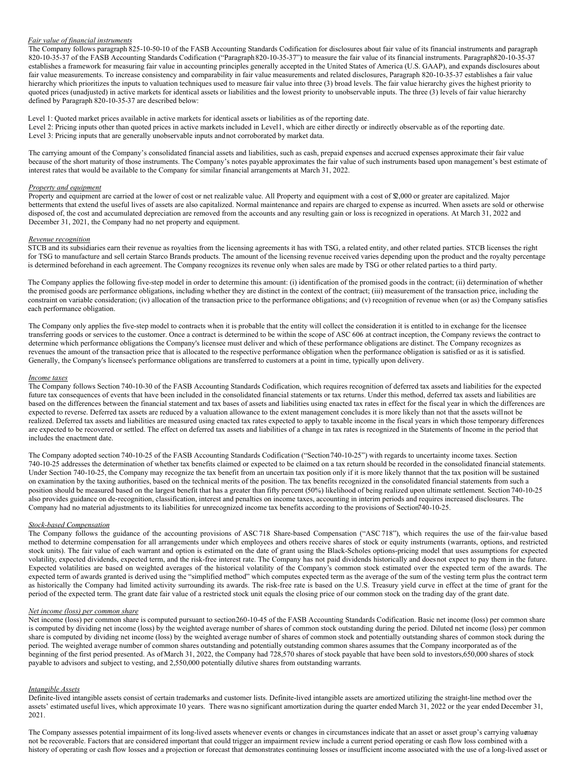*Fair value of financial instruments*

The Company follows paragraph 825-10-50-10 of the FASB Accounting Standards Codification for disclosures about fair value of its financial instruments and paragraph 820-10-35-37 of the FASB Accounting Standards Codification ("Paragraph 820-10-35-37") to measure the fair value of its financial instruments. Paragraph 820-10-35-37 establishes a framework for measuring fair value in accounting principles generally accepted in the United States of America (U.S. GAAP), and expands disclosures about fair value measurements. To increase consistency and comparability in fair value measurements and related disclosures, Paragraph 820-10-35-37 establishes a fair value hierarchy which prioritizes the inputs to valuation techniques used to measure fair value into three (3) broad levels. The fair value hierarchy gives the highest priority to quoted prices (unadjusted) in active markets for identical assets or liabilities and the lowest priority to unobservable inputs. The three (3) levels of fair value hierarchy defined by Paragraph 820-10-35-37 are described below:

Level 1: Quoted market prices available in active markets for identical assets or liabilities as of the reporting date.
Level 2: Pricing inputs other than quoted prices in active markets included in Level 1, which are either directly or indirectly observable as of the reporting date.
Level 3: Pricing inputs that are generally unobservable inputs and not corroborated by market data.

The carrying amount of the Company's consolidated financial assets and liabilities, such as cash, prepaid expenses and accrued expenses approximate their fair value because of the short maturity of those instruments. The Company's notes payable approximates the fair value of such instruments based upon management's best estimate of interest rates that would be available to the Company for similar financial arrangements at March 31, 2022.

*Property and equipment*

Property and equipment are carried at the lower of cost or net realizable value. All Property and equipment with a cost of $2,000 or greater are capitalized. Major betterments that extend the useful lives of assets are also capitalized. Normal maintenance and repairs are charged to expense as incurred. When assets are sold or otherwise disposed of, the cost and accumulated depreciation are removed from the accounts and any resulting gain or loss is recognized in operations. At March 31, 2022 and December 31, 2021, the Company had no net property and equipment.

*Revenue recognition*

STCB and its subsidiaries earn their revenue as royalties from the licensing agreements it has with TSG, a related entity, and other related parties. STCB licenses the right for TSG to manufacture and sell certain Starco Brands products. The amount of the licensing revenue received varies depending upon the product and the royalty percentage is determined beforehand in each agreement. The Company recognizes its revenue only when sales are made by TSG or other related parties to a third party.

The Company applies the following five-step model in order to determine this amount: (i) identification of the promised goods in the contract; (ii) determination of whether the promised goods are performance obligations, including whether they are distinct in the context of the contract; (iii) measurement of the transaction price, including the constraint on variable consideration; (iv) allocation of the transaction price to the performance obligations; and (v) recognition of revenue when (or as) the Company satisfies each performance obligation.

The Company only applies the five-step model to contracts when it is probable that the entity will collect the consideration it is entitled to in exchange for the licensee transferring goods or services to the customer. Once a contract is determined to be within the scope of ASC 606 at contract inception, the Company reviews the contract to determine which performance obligations the Company's licensee must deliver and which of these performance obligations are distinct. The Company recognizes as revenues the amount of the transaction price that is allocated to the respective performance obligation when the performance obligation is satisfied or as it is satisfied. Generally, the Company's licensee's performance obligations are transferred to customers at a point in time, typically upon delivery.

*Income taxes*

The Company follows Section 740-10-30 of the FASB Accounting Standards Codification, which requires recognition of deferred tax assets and liabilities for the expected future tax consequences of events that have been included in the consolidated financial statements or tax returns. Under this method, deferred tax assets and liabilities are based on the differences between the financial statement and tax bases of assets and liabilities using enacted tax rates in effect for the fiscal year in which the differences are expected to reverse. Deferred tax assets are reduced by a valuation allowance to the extent management concludes it is more likely than not that the assets will not be realized. Deferred tax assets and liabilities are measured using enacted tax rates expected to apply to taxable income in the fiscal years in which those temporary differences are expected to be recovered or settled. The effect on deferred tax assets and liabilities of a change in tax rates is recognized in the Statements of Income in the period that includes the enactment date.

The Company adopted section 740-10-25 of the FASB Accounting Standards Codification ("Section 740-10-25") with regards to uncertainty income taxes. Section 740-10-25 addresses the determination of whether tax benefits claimed or expected to be claimed on a tax return should be recorded in the consolidated financial statements. Under Section 740-10-25, the Company may recognize the tax benefit from an uncertain tax position only if it is more likely than not that the tax position will be sustained on examination by the taxing authorities, based on the technical merits of the position. The tax benefits recognized in the consolidated financial statements from such a position should be measured based on the largest benefit that has a greater than fifty percent (50%) likelihood of being realized upon ultimate settlement. Section 740-10-25 also provides guidance on de-recognition, classification, interest and penalties on income taxes, accounting in interim periods and requires increased disclosures. The Company had no material adjustments to its liabilities for unrecognized income tax benefits according to the provisions of Section 740-10-25.

*Stock-based Compensation*

The Company follows the guidance of the accounting provisions of ASC 718 Share-based Compensation ("ASC 718"), which requires the use of the fair-value based method to determine compensation for all arrangements under which employees and others receive shares of stock or equity instruments (warrants, options, and restricted stock units). The fair value of each warrant and option is estimated on the date of grant using the Black-Scholes options-pricing model that uses assumptions for expected volatility, expected dividends, expected term, and the risk-free interest rate. The Company has not paid dividends historically and does not expect to pay them in the future. Expected volatilities are based on weighted averages of the historical volatility of the Company's common stock estimated over the expected term of the awards. The expected term of awards granted is derived using the "simplified method" which computes expected term as the average of the sum of the vesting term plus the contract term as historically the Company had limited activity surrounding its awards. The risk-free rate is based on the U.S. Treasury yield curve in effect at the time of grant for the period of the expected term. The grant date fair value of a restricted stock unit equals the closing price of our common stock on the trading day of the grant date.

*Net income (loss) per common share*

Net income (loss) per common share is computed pursuant to section 260-10-45 of the FASB Accounting Standards Codification. Basic net income (loss) per common share is computed by dividing net income (loss) by the weighted average number of shares of common stock outstanding during the period. Diluted net income (loss) per common share is computed by dividing net income (loss) by the weighted average number of shares of common stock and potentially outstanding shares of common stock during the period. The weighted average number of common shares outstanding and potentially outstanding common shares assumes that the Company incorporated as of the beginning of the first period presented. As of March 31, 2022, the Company had 728,570 shares of stock payable that have been sold to investors, 650,000 shares of stock payable to advisors and subject to vesting, and 2,550,000 potentially dilutive shares from outstanding warrants.

*Intangible Assets*

Definite-lived intangible assets consist of certain trademarks and customer lists. Definite-lived intangible assets are amortized utilizing the straight-line method over the assets' estimated useful lives, which approximate 10 years. There was no significant amortization during the quarter ended March 31, 2022 or the year ended December 31, 2021.

The Company assesses potential impairment of its long-lived assets whenever events or changes in circumstances indicate that an asset or asset group's carrying value may not be recoverable. Factors that are considered important that could trigger an impairment review include a current period operating or cash flow loss combined with a history of operating or cash flow losses and a projection or forecast that demonstrates continuing losses or insufficient income associated with the use of a long-lived asset or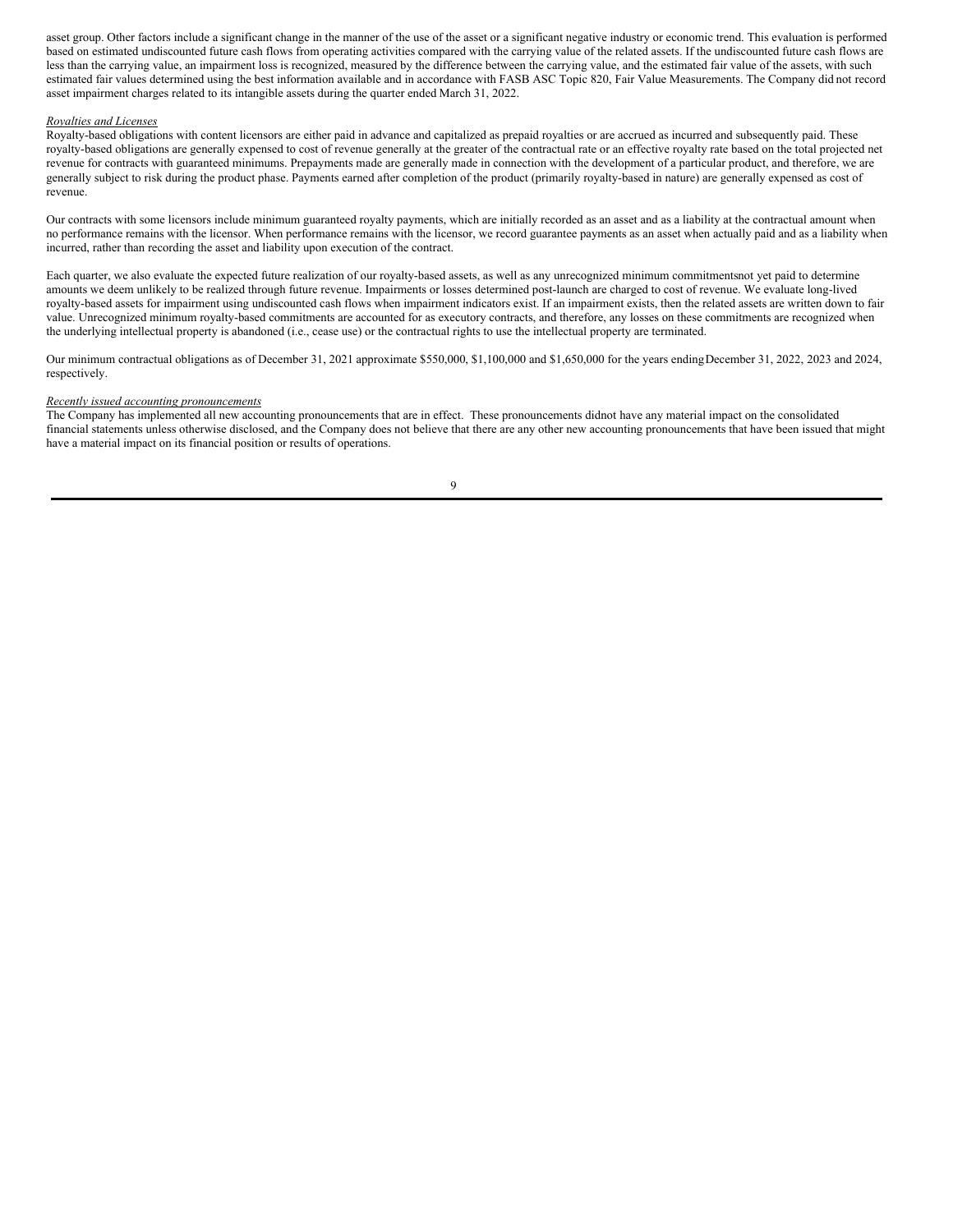asset group. Other factors include a significant change in the manner of the use of the asset or a significant negative industry or economic trend. This evaluation is performed based on estimated undiscounted future cash flows from operating activities compared with the carrying value of the related assets. If the undiscounted future cash flows are less than the carrying value, an impairment loss is recognized, measured by the difference between the carrying value, and the estimated fair value of the assets, with such estimated fair values determined using the best information available and in accordance with FASB ASC Topic 820, Fair Value Measurements. The Company did not record asset impairment charges related to its intangible assets during the quarter ended March 31, 2022.

*Royalties and Licenses*

Royalty-based obligations with content licensors are either paid in advance and capitalized as prepaid royalties or are accrued as incurred and subsequently paid. These royalty-based obligations are generally expensed to cost of revenue generally at the greater of the contractual rate or an effective royalty rate based on the total projected net revenue for contracts with guaranteed minimums. Prepayments made are generally made in connection with the development of a particular product, and therefore, we are generally subject to risk during the product phase. Payments earned after completion of the product (primarily royalty-based in nature) are generally expensed as cost of revenue.

Our contracts with some licensors include minimum guaranteed royalty payments, which are initially recorded as an asset and as a liability at the contractual amount when no performance remains with the licensor. When performance remains with the licensor, we record guarantee payments as an asset when actually paid and as a liability when incurred, rather than recording the asset and liability upon execution of the contract.

Each quarter, we also evaluate the expected future realization of our royalty-based assets, as well as any unrecognized minimum commitmentsnot yet paid to determine amounts we deem unlikely to be realized through future revenue. Impairments or losses determined post-launch are charged to cost of revenue. We evaluate long-lived royalty-based assets for impairment using undiscounted cash flows when impairment indicators exist. If an impairment exists, then the related assets are written down to fair value. Unrecognized minimum royalty-based commitments are accounted for as executory contracts, and therefore, any losses on these commitments are recognized when the underlying intellectual property is abandoned (i.e., cease use) or the contractual rights to use the intellectual property are terminated.

Our minimum contractual obligations as of December 31, 2021 approximate $550,000, $1,100,000 and $1,650,000 for the years ending December 31, 2022, 2023 and 2024, respectively.

*Recently issued accounting pronouncements*

The Company has implemented all new accounting pronouncements that are in effect. These pronouncements didnot have any material impact on the consolidated financial statements unless otherwise disclosed, and the Company does not believe that there are any other new accounting pronouncements that have been issued that might have a material impact on its financial position or results of operations.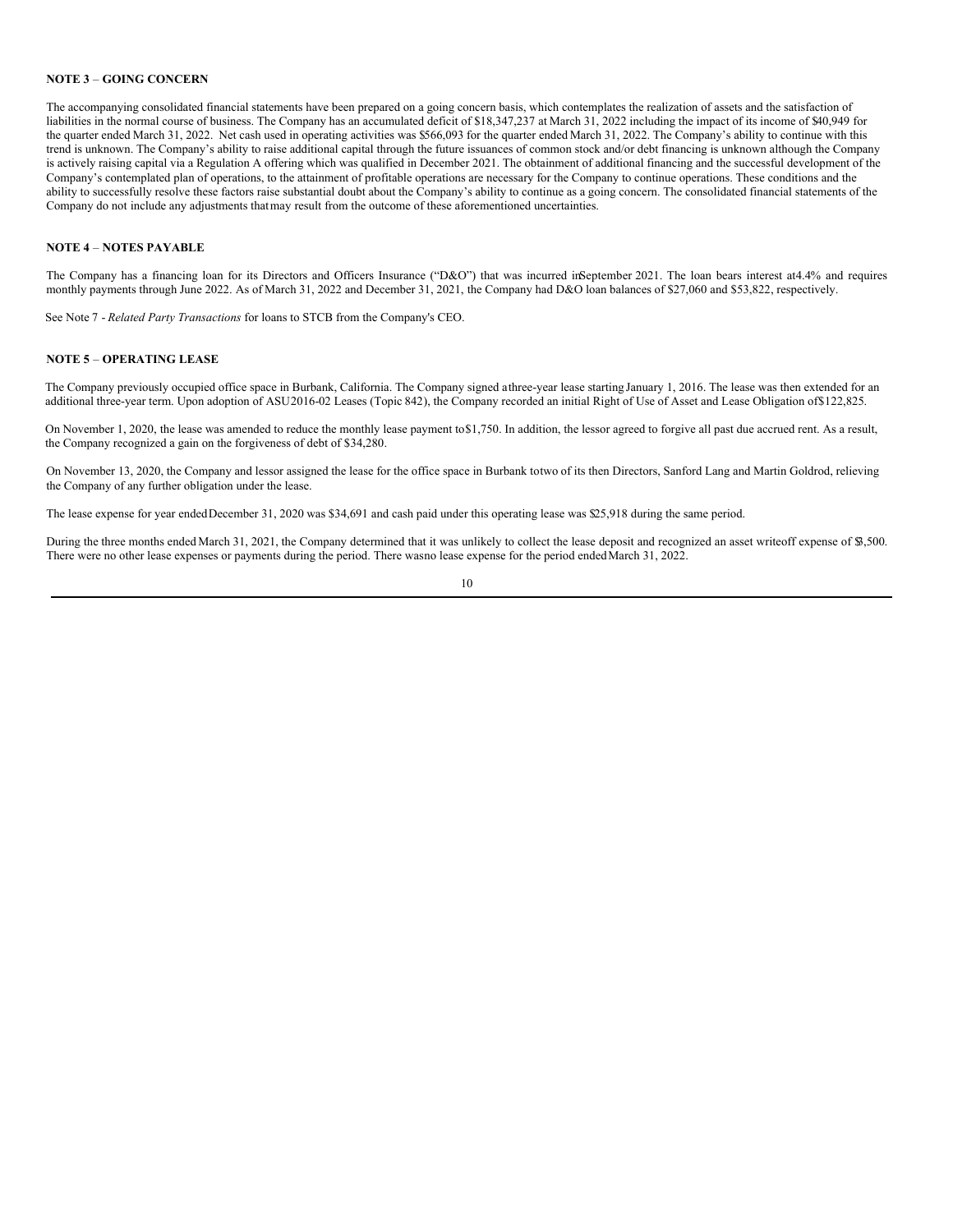**NOTE 3** – **GOING CONCERN**

The accompanying consolidated financial statements have been prepared on a going concern basis, which contemplates the realization of assets and the satisfaction of liabilities in the normal course of business. The Company has an accumulated deficit of $18,347,237 at March 31, 2022 including the impact of its income of $40,949 for the quarter ended March 31, 2022. Net cash used in operating activities was $566,093 for the quarter ended March 31, 2022. The Company's ability to continue with this trend is unknown. The Company's ability to raise additional capital through the future issuances of common stock and/or debt financing is unknown although the Company is actively raising capital via a Regulation A offering which was qualified in December 2021. The obtainment of additional financing and the successful development of the Company's contemplated plan of operations, to the attainment of profitable operations are necessary for the Company to continue operations. These conditions and the ability to successfully resolve these factors raise substantial doubt about the Company's ability to continue as a going concern. The consolidated financial statements of the Company do not include any adjustments that may result from the outcome of these aforementioned uncertainties.

**NOTE 4** – **NOTES PAYABLE**

The Company has a financing loan for its Directors and Officers Insurance ("D&O") that was incurred in September 2021. The loan bears interest at 4.4% and requires monthly payments through June 2022. As of March 31, 2022 and December 31, 2021, the Company had D&O loan balances of $27,060 and $53,822, respectively.

See Note 7 - *Related Party Transactions* for loans to STCB from the Company's CEO.

**NOTE 5** – **OPERATING LEASE**

The Company previously occupied office space in Burbank, California. The Company signed a three-year lease starting January 1, 2016. The lease was then extended for an additional three-year term. Upon adoption of ASU 2016-02 Leases (Topic 842), the Company recorded an initial Right of Use of Asset and Lease Obligation of $122,825.

On November 1, 2020, the lease was amended to reduce the monthly lease payment to $1,750. In addition, the lessor agreed to forgive all past due accrued rent. As a result, the Company recognized a gain on the forgiveness of debt of $34,280.

On November 13, 2020, the Company and lessor assigned the lease for the office space in Burbank to two of its then Directors, Sanford Lang and Martin Goldrod, relieving the Company of any further obligation under the lease.

The lease expense for year ended December 31, 2020 was $34,691 and cash paid under this operating lease was $25,918 during the same period.

During the three months ended March 31, 2021, the Company determined that it was unlikely to collect the lease deposit and recognized an asset writeoff expense of $3,500. There were no other lease expenses or payments during the period. There was no lease expense for the period ended March 31, 2022.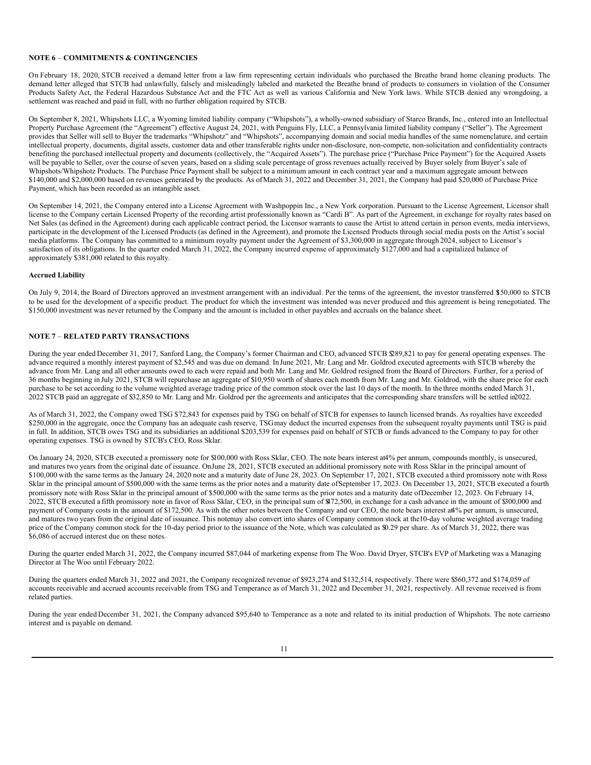## NOTE 6 – COMMITMENTS & CONTINGENCIES

On February 18, 2020, STCB received a demand letter from a law firm representing certain individuals who purchased the Breathe brand home cleaning products. The demand letter alleged that STCB had unlawfully, falsely and misleadingly labeled and marketed the Breathe brand of products to consumers in violation of the Consumer Products Safety Act, the Federal Hazardous Substance Act and the FTC Act as well as various California and New York laws. While STCB denied any wrongdoing, a settlement was reached and paid in full, with no further obligation required by STCB.

On September 8, 2021, Whipshots LLC, a Wyoming limited liability company ("Whipshots"), a wholly-owned subsidiary of Starco Brands, Inc., entered into an Intellectual Property Purchase Agreement (the "Agreement") effective August 24, 2021, with Penguins Fly, LLC, a Pennsylvania limited liability company ("Seller"). The Agreement provides that Seller will sell to Buyer the trademarks "Whipshotz" and "Whipshots", accompanying domain and social media handles of the same nomenclature, and certain intellectual property, documents, digital assets, customer data and other transferable rights under non-disclosure, non-compete, non-solicitation and confidentiality contracts benefiting the purchased intellectual property and documents (collectively, the "Acquired Assets"). The purchase price ("Purchase Price Payment") for the Acquired Assets will be payable to Seller, over the course of seven years, based on a sliding scale percentage of gross revenues actually received by Buyer solely from Buyer's sale of Whipshots/Whipshotz Products. The Purchase Price Payment shall be subject to a minimum amount in each contract year and a maximum aggregate amount between $140,000 and $2,000,000 based on revenues generated by the products. As of March 31, 2022 and December 31, 2021, the Company had paid $20,000 of Purchase Price Payment, which has been recorded as an intangible asset.

On September 14, 2021, the Company entered into a License Agreement with Washpoppin Inc., a New York corporation. Pursuant to the License Agreement, Licensor shall license to the Company certain Licensed Property of the recording artist professionally known as "Cardi B". As part of the Agreement, in exchange for royalty rates based on Net Sales (as defined in the Agreement) during each applicable contract period, the Licensor warrants to cause the Artist to attend certain in person events, media interviews, participate in the development of the Licensed Products (as defined in the Agreement), and promote the Licensed Products through social media posts on the Artist's social media platforms. The Company has committed to a minimum royalty payment under the Agreement of $3,300,000 in aggregate through 2024, subject to Licensor's satisfaction of its obligations. In the quarter ended March 31, 2022, the Company incurred expense of approximately $127,000 and had a capitalized balance of approximately $381,000 related to this royalty.

**Accrued Liability**

On July 9, 2014, the Board of Directors approved an investment arrangement with an individual. Per the terms of the agreement, the investor transferred $150,000 to STCB to be used for the development of a specific product. The product for which the investment was intended was never produced and this agreement is being renegotiated. The $150,000 investment was never returned by the Company and the amount is included in other payables and accruals on the balance sheet.

## NOTE 7 – RELATED PARTY TRANSACTIONS

During the year ended December 31, 2017, Sanford Lang, the Company's former Chairman and CEO, advanced STCB $289,821 to pay for general operating expenses. The advance required a monthly interest payment of $2,545 and was due on demand. In June 2021, Mr. Lang and Mr. Goldrod executed agreements with STCB whereby the advance from Mr. Lang and all other amounts owed to each were repaid and both Mr. Lang and Mr. Goldrod resigned from the Board of Directors. Further, for a period of 36 months beginning in July 2021, STCB will repurchase an aggregate of $10,950 worth of shares each month from Mr. Lang and Mr. Goldrod, with the share price for each purchase to be set according to the volume weighted average trading price of the common stock over the last 10 days of the month. In the three months ended March 31, 2022 STCB paid an aggregate of $32,850 to Mr. Lang and Mr. Goldrod per the agreements and anticipates that the corresponding share transfers will be settled in 2022.

As of March 31, 2022, the Company owed TSG $72,843 for expenses paid by TSG on behalf of STCB for expenses to launch licensed brands. As royalties have exceeded $250,000 in the aggregate, once the Company has an adequate cash reserve, TSG may deduct the incurred expenses from the subsequent royalty payments until TSG is paid in full. In addition, STCB owes TSG and its subsidiaries an additional $203,539 for expenses paid on behalf of STCB or funds advanced to the Company to pay for other operating expenses. TSG is owned by STCB's CEO, Ross Sklar.

On January 24, 2020, STCB executed a promissory note for $100,000 with Ross Sklar, CEO. The note bears interest at 4% per annum, compounds monthly, is unsecured, and matures two years from the original date of issuance. On June 28, 2021, STCB executed an additional promissory note with Ross Sklar in the principal amount of $100,000 with the same terms as the January 24, 2020 note and a maturity date of June 28, 2023. On September 17, 2021, STCB executed a third promissory note with Ross Sklar in the principal amount of $500,000 with the same terms as the prior notes and a maturity date of September 17, 2023. On December 13, 2021, STCB executed a fourth promissory note with Ross Sklar in the principal amount of $500,000 with the same terms as the prior notes and a maturity date of December 12, 2023. On February 14, 2022, STCB executed a fifth promissory note in favor of Ross Sklar, CEO, in the principal sum of $472,500, in exchange for a cash advance in the amount of $300,000 and payment of Company costs in the amount of $172,500. As with the other notes between the Company and our CEO, the note bears interest at 4% per annum, is unsecured, and matures two years from the original date of issuance. This note may also convert into shares of Company common stock at the 10-day volume weighted average trading price of the Company common stock for the 10-day period prior to the issuance of the Note, which was calculated as $0.29 per share. As of March 31, 2022, there was $6,086 of accrued interest due on these notes.

During the quarter ended March 31, 2022, the Company incurred $87,044 of marketing expense from The Woo. David Dryer, STCB's EVP of Marketing was a Managing Director at The Woo until February 2022.

During the quarters ended March 31, 2022 and 2021, the Company recognized revenue of $923,274 and $132,514, respectively. There were $560,372 and $174,059 of accounts receivable and accrued accounts receivable from TSG and Temperance as of March 31, 2022 and December 31, 2021, respectively. All revenue received is from related parties.

During the year ended December 31, 2021, the Company advanced $95,640 to Temperance as a note and related to its initial production of Whipshots. The note carries no interest and is payable on demand.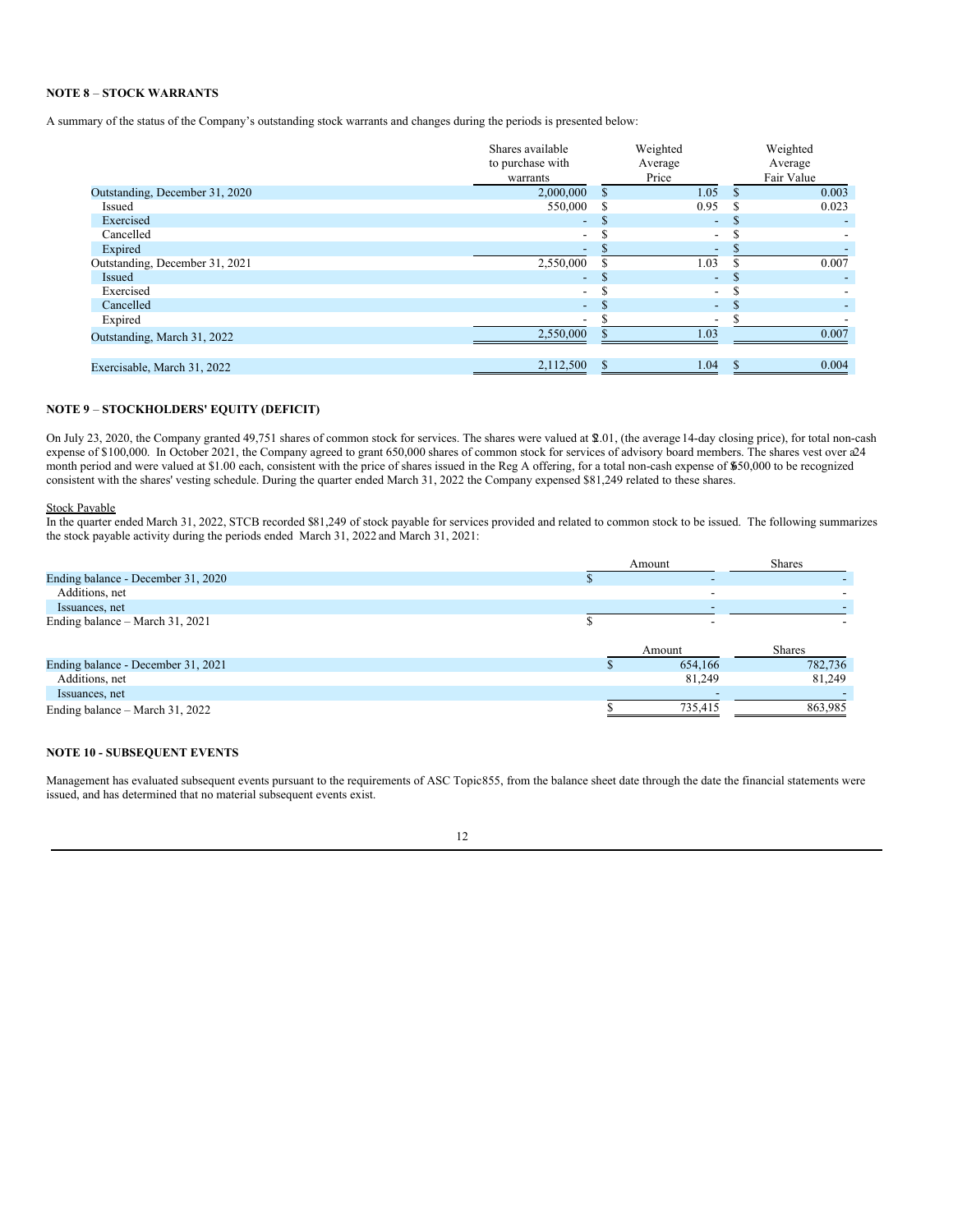### NOTE 8 – STOCK WARRANTS

A summary of the status of the Company's outstanding stock warrants and changes during the periods is presented below:

| | Shares available to purchase with warrants | Weighted Average Price | Weighted Average Fair Value |
|---|---|---|---|
| Outstanding, December 31, 2020 | 2,000,000 | $ 1.05 | $ 0.003 |
| Issued | 550,000 | $ 0.95 | $ 0.023 |
| Exercised | - | $ - | $ - |
| Cancelled | - | $ - | $ - |
| Expired | - | $ - | $ - |
| Outstanding, December 31, 2021 | 2,550,000 | $ 1.03 | $ 0.007 |
| Issued | - | $ - | $ - |
| Exercised | - | $ - | $ - |
| Cancelled | - | $ - | $ - |
| Expired | - | $ - | $ - |
| Outstanding, March 31, 2022 | 2,550,000 | $ 1.03 | 0.007 |
| | | | |
| Exercisable, March 31, 2022 | 2,112,500 | $ 1.04 | $ 0.004 |

### NOTE 9 – STOCKHOLDERS' EQUITY (DEFICIT)

On July 23, 2020, the Company granted 49,751 shares of common stock for services. The shares were valued at $2.01, (the average 14-day closing price), for total non-cash expense of $100,000. In October 2021, the Company agreed to grant 650,000 shares of common stock for services of advisory board members. The shares vest over a 24 month period and were valued at $1.00 each, consistent with the price of shares issued in the Reg A offering, for a total non-cash expense of $650,000 to be recognized consistent with the shares' vesting schedule. During the quarter ended March 31, 2022 the Company expensed $81,249 related to these shares.

Stock Payable

In the quarter ended March 31, 2022, STCB recorded $81,249 of stock payable for services provided and related to common stock to be issued. The following summarizes the stock payable activity during the periods ended March 31, 2022 and March 31, 2021:

| | Amount | Shares |
|---|---|---|
| Ending balance - December 31, 2020 | $ - | - |
| Additions, net | - | - |
| Issuances, net | - | - |
| Ending balance – March 31, 2021 | $ - | - |

| | Amount | Shares |
|---|---|---|
| Ending balance - December 31, 2021 | $ 654,166 | 782,736 |
| Additions, net | 81,249 | 81,249 |
| Issuances, net | - | - |
| Ending balance – March 31, 2022 | $ 735,415 | 863,985 |

### NOTE 10 - SUBSEQUENT EVENTS

Management has evaluated subsequent events pursuant to the requirements of ASC Topic 855, from the balance sheet date through the date the financial statements were issued, and has determined that no material subsequent events exist.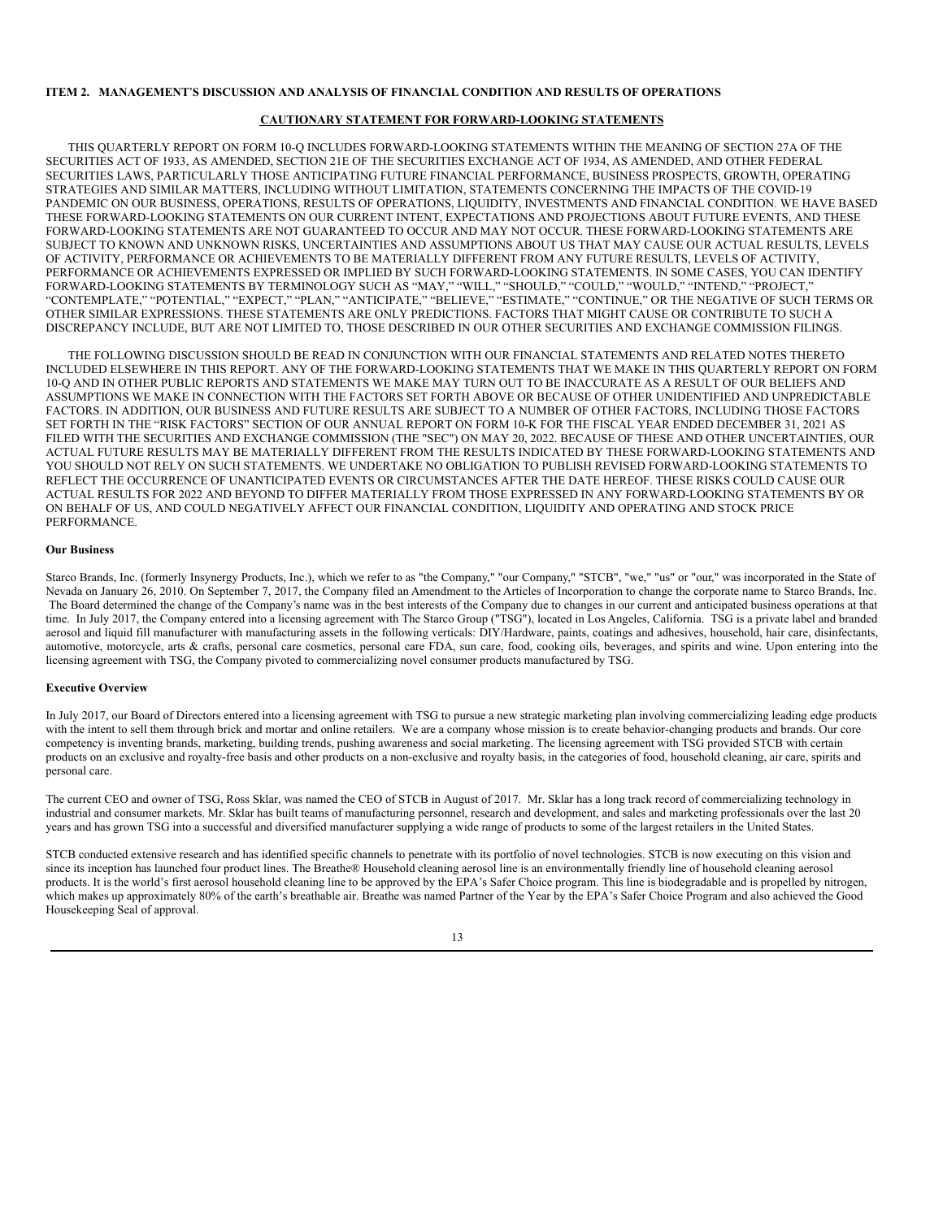## ITEM 2. MANAGEMENT'S DISCUSSION AND ANALYSIS OF FINANCIAL CONDITION AND RESULTS OF OPERATIONS

### CAUTIONARY STATEMENT FOR FORWARD-LOOKING STATEMENTS

THIS QUARTERLY REPORT ON FORM 10-Q INCLUDES FORWARD-LOOKING STATEMENTS WITHIN THE MEANING OF SECTION 27A OF THE SECURITIES ACT OF 1933, AS AMENDED, SECTION 21E OF THE SECURITIES EXCHANGE ACT OF 1934, AS AMENDED, AND OTHER FEDERAL SECURITIES LAWS, PARTICULARLY THOSE ANTICIPATING FUTURE FINANCIAL PERFORMANCE, BUSINESS PROSPECTS, GROWTH, OPERATING STRATEGIES AND SIMILAR MATTERS, INCLUDING WITHOUT LIMITATION, STATEMENTS CONCERNING THE IMPACTS OF THE COVID-19 PANDEMIC ON OUR BUSINESS, OPERATIONS, RESULTS OF OPERATIONS, LIQUIDITY, INVESTMENTS AND FINANCIAL CONDITION. WE HAVE BASED THESE FORWARD-LOOKING STATEMENTS ON OUR CURRENT INTENT, EXPECTATIONS AND PROJECTIONS ABOUT FUTURE EVENTS, AND THESE FORWARD-LOOKING STATEMENTS ARE NOT GUARANTEED TO OCCUR AND MAY NOT OCCUR. THESE FORWARD-LOOKING STATEMENTS ARE SUBJECT TO KNOWN AND UNKNOWN RISKS, UNCERTAINTIES AND ASSUMPTIONS ABOUT US THAT MAY CAUSE OUR ACTUAL RESULTS, LEVELS OF ACTIVITY, PERFORMANCE OR ACHIEVEMENTS TO BE MATERIALLY DIFFERENT FROM ANY FUTURE RESULTS, LEVELS OF ACTIVITY, PERFORMANCE OR ACHIEVEMENTS EXPRESSED OR IMPLIED BY SUCH FORWARD-LOOKING STATEMENTS. IN SOME CASES, YOU CAN IDENTIFY FORWARD-LOOKING STATEMENTS BY TERMINOLOGY SUCH AS "MAY," "WILL," "SHOULD," "COULD," "WOULD," "INTEND," "PROJECT," "CONTEMPLATE," "POTENTIAL," "EXPECT," "PLAN," "ANTICIPATE," "BELIEVE," "ESTIMATE," "CONTINUE," OR THE NEGATIVE OF SUCH TERMS OR OTHER SIMILAR EXPRESSIONS. THESE STATEMENTS ARE ONLY PREDICTIONS. FACTORS THAT MIGHT CAUSE OR CONTRIBUTE TO SUCH A DISCREPANCY INCLUDE, BUT ARE NOT LIMITED TO, THOSE DESCRIBED IN OUR OTHER SECURITIES AND EXCHANGE COMMISSION FILINGS.

THE FOLLOWING DISCUSSION SHOULD BE READ IN CONJUNCTION WITH OUR FINANCIAL STATEMENTS AND RELATED NOTES THERETO INCLUDED ELSEWHERE IN THIS REPORT. ANY OF THE FORWARD-LOOKING STATEMENTS THAT WE MAKE IN THIS QUARTERLY REPORT ON FORM 10-Q AND IN OTHER PUBLIC REPORTS AND STATEMENTS WE MAKE MAY TURN OUT TO BE INACCURATE AS A RESULT OF OUR BELIEFS AND ASSUMPTIONS WE MAKE IN CONNECTION WITH THE FACTORS SET FORTH ABOVE OR BECAUSE OF OTHER UNIDENTIFIED AND UNPREDICTABLE FACTORS. IN ADDITION, OUR BUSINESS AND FUTURE RESULTS ARE SUBJECT TO A NUMBER OF OTHER FACTORS, INCLUDING THOSE FACTORS SET FORTH IN THE "RISK FACTORS" SECTION OF OUR ANNUAL REPORT ON FORM 10-K FOR THE FISCAL YEAR ENDED DECEMBER 31, 2021 AS FILED WITH THE SECURITIES AND EXCHANGE COMMISSION (THE "SEC") ON MAY 20, 2022. BECAUSE OF THESE AND OTHER UNCERTAINTIES, OUR ACTUAL FUTURE RESULTS MAY BE MATERIALLY DIFFERENT FROM THE RESULTS INDICATED BY THESE FORWARD-LOOKING STATEMENTS AND YOU SHOULD NOT RELY ON SUCH STATEMENTS. WE UNDERTAKE NO OBLIGATION TO PUBLISH REVISED FORWARD-LOOKING STATEMENTS TO REFLECT THE OCCURRENCE OF UNANTICIPATED EVENTS OR CIRCUMSTANCES AFTER THE DATE HEREOF. THESE RISKS COULD CAUSE OUR ACTUAL RESULTS FOR 2022 AND BEYOND TO DIFFER MATERIALLY FROM THOSE EXPRESSED IN ANY FORWARD-LOOKING STATEMENTS BY OR ON BEHALF OF US, AND COULD NEGATIVELY AFFECT OUR FINANCIAL CONDITION, LIQUIDITY AND OPERATING AND STOCK PRICE PERFORMANCE.

**Our Business**

Starco Brands, Inc. (formerly Insynergy Products, Inc.), which we refer to as "the Company," "our Company," "STCB", "we," "us" or "our," was incorporated in the State of Nevada on January 26, 2010. On September 7, 2017, the Company filed an Amendment to the Articles of Incorporation to change the corporate name to Starco Brands, Inc. The Board determined the change of the Company's name was in the best interests of the Company due to changes in our current and anticipated business operations at that time. In July 2017, the Company entered into a licensing agreement with The Starco Group ("TSG"), located in Los Angeles, California. TSG is a private label and branded aerosol and liquid fill manufacturer with manufacturing assets in the following verticals: DIY/Hardware, paints, coatings and adhesives, household, hair care, disinfectants, automotive, motorcycle, arts & crafts, personal care cosmetics, personal care FDA, sun care, food, cooking oils, beverages, and spirits and wine. Upon entering into the licensing agreement with TSG, the Company pivoted to commercializing novel consumer products manufactured by TSG.

**Executive Overview**

In July 2017, our Board of Directors entered into a licensing agreement with TSG to pursue a new strategic marketing plan involving commercializing leading edge products with the intent to sell them through brick and mortar and online retailers. We are a company whose mission is to create behavior-changing products and brands. Our core competency is inventing brands, marketing, building trends, pushing awareness and social marketing. The licensing agreement with TSG provided STCB with certain products on an exclusive and royalty-free basis and other products on a non-exclusive and royalty basis, in the categories of food, household cleaning, air care, spirits and personal care.

The current CEO and owner of TSG, Ross Sklar, was named the CEO of STCB in August of 2017. Mr. Sklar has a long track record of commercializing technology in industrial and consumer markets. Mr. Sklar has built teams of manufacturing personnel, research and development, and sales and marketing professionals over the last 20 years and has grown TSG into a successful and diversified manufacturer supplying a wide range of products to some of the largest retailers in the United States.

STCB conducted extensive research and has identified specific channels to penetrate with its portfolio of novel technologies. STCB is now executing on this vision and since its inception has launched four product lines. The Breathe® Household cleaning aerosol line is an environmentally friendly line of household cleaning aerosol products. It is the world's first aerosol household cleaning line to be approved by the EPA's Safer Choice program. This line is biodegradable and is propelled by nitrogen, which makes up approximately 80% of the earth's breathable air. Breathe was named Partner of the Year by the EPA's Safer Choice Program and also achieved the Good Housekeeping Seal of approval.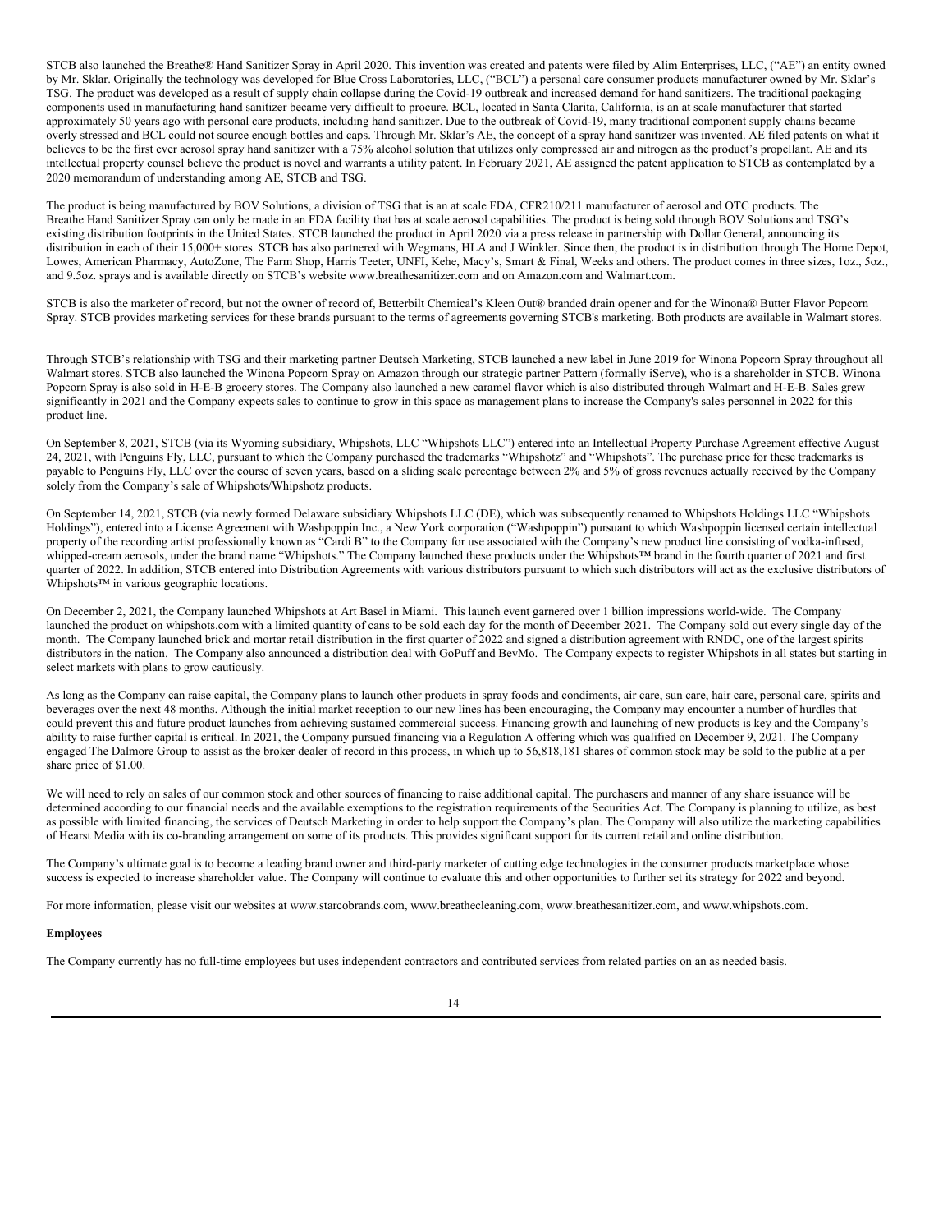STCB also launched the Breathe® Hand Sanitizer Spray in April 2020. This invention was created and patents were filed by Alim Enterprises, LLC, ("AE") an entity owned by Mr. Sklar. Originally the technology was developed for Blue Cross Laboratories, LLC, ("BCL") a personal care consumer products manufacturer owned by Mr. Sklar's TSG. The product was developed as a result of supply chain collapse during the Covid-19 outbreak and increased demand for hand sanitizers. The traditional packaging components used in manufacturing hand sanitizer became very difficult to procure. BCL, located in Santa Clarita, California, is an at scale manufacturer that started approximately 50 years ago with personal care products, including hand sanitizer. Due to the outbreak of Covid-19, many traditional component supply chains became overly stressed and BCL could not source enough bottles and caps. Through Mr. Sklar's AE, the concept of a spray hand sanitizer was invented. AE filed patents on what it believes to be the first ever aerosol spray hand sanitizer with a 75% alcohol solution that utilizes only compressed air and nitrogen as the product's propellant. AE and its intellectual property counsel believe the product is novel and warrants a utility patent. In February 2021, AE assigned the patent application to STCB as contemplated by a 2020 memorandum of understanding among AE, STCB and TSG.

The product is being manufactured by BOV Solutions, a division of TSG that is an at scale FDA, CFR210/211 manufacturer of aerosol and OTC products. The Breathe Hand Sanitizer Spray can only be made in an FDA facility that has at scale aerosol capabilities. The product is being sold through BOV Solutions and TSG's existing distribution footprints in the United States. STCB launched the product in April 2020 via a press release in partnership with Dollar General, announcing its distribution in each of their 15,000+ stores. STCB has also partnered with Wegmans, HLA and J Winkler. Since then, the product is in distribution through The Home Depot, Lowes, American Pharmacy, AutoZone, The Farm Shop, Harris Teeter, UNFI, Kehe, Macy's, Smart & Final, Weeks and others. The product comes in three sizes, 1oz., 5oz., and 9.5oz. sprays and is available directly on STCB's website www.breathesanitizer.com and on Amazon.com and Walmart.com.

STCB is also the marketer of record, but not the owner of record of, Betterbilt Chemical's Kleen Out® branded drain opener and for the Winona® Butter Flavor Popcorn Spray. STCB provides marketing services for these brands pursuant to the terms of agreements governing STCB's marketing. Both products are available in Walmart stores.

Through STCB's relationship with TSG and their marketing partner Deutsch Marketing, STCB launched a new label in June 2019 for Winona Popcorn Spray throughout all Walmart stores. STCB also launched the Winona Popcorn Spray on Amazon through our strategic partner Pattern (formally iServe), who is a shareholder in STCB. Winona Popcorn Spray is also sold in H-E-B grocery stores. The Company also launched a new caramel flavor which is also distributed through Walmart and H-E-B. Sales grew significantly in 2021 and the Company expects sales to continue to grow in this space as management plans to increase the Company's sales personnel in 2022 for this product line.

On September 8, 2021, STCB (via its Wyoming subsidiary, Whipshots, LLC "Whipshots LLC") entered into an Intellectual Property Purchase Agreement effective August 24, 2021, with Penguins Fly, LLC, pursuant to which the Company purchased the trademarks "Whipshotz" and "Whipshots". The purchase price for these trademarks is payable to Penguins Fly, LLC over the course of seven years, based on a sliding scale percentage between 2% and 5% of gross revenues actually received by the Company solely from the Company's sale of Whipshots/Whipshotz products.

On September 14, 2021, STCB (via newly formed Delaware subsidiary Whipshots LLC (DE), which was subsequently renamed to Whipshots Holdings LLC "Whipshots Holdings"), entered into a License Agreement with Washpoppin Inc., a New York corporation ("Washpoppin") pursuant to which Washpoppin licensed certain intellectual property of the recording artist professionally known as "Cardi B" to the Company for use associated with the Company's new product line consisting of vodka-infused, whipped-cream aerosols, under the brand name "Whipshots." The Company launched these products under the Whipshots™ brand in the fourth quarter of 2021 and first quarter of 2022. In addition, STCB entered into Distribution Agreements with various distributors pursuant to which such distributors will act as the exclusive distributors of Whipshots™ in various geographic locations.

On December 2, 2021, the Company launched Whipshots at Art Basel in Miami. This launch event garnered over 1 billion impressions world-wide. The Company launched the product on whipshots.com with a limited quantity of cans to be sold each day for the month of December 2021. The Company sold out every single day of the month. The Company launched brick and mortar retail distribution in the first quarter of 2022 and signed a distribution agreement with RNDC, one of the largest spirits distributors in the nation. The Company also announced a distribution deal with GoPuff and BevMo. The Company expects to register Whipshots in all states but starting in select markets with plans to grow cautiously.

As long as the Company can raise capital, the Company plans to launch other products in spray foods and condiments, air care, sun care, hair care, personal care, spirits and beverages over the next 48 months. Although the initial market reception to our new lines has been encouraging, the Company may encounter a number of hurdles that could prevent this and future product launches from achieving sustained commercial success. Financing growth and launching of new products is key and the Company's ability to raise further capital is critical. In 2021, the Company pursued financing via a Regulation A offering which was qualified on December 9, 2021. The Company engaged The Dalmore Group to assist as the broker dealer of record in this process, in which up to 56,818,181 shares of common stock may be sold to the public at a per share price of $1.00.

We will need to rely on sales of our common stock and other sources of financing to raise additional capital. The purchasers and manner of any share issuance will be determined according to our financial needs and the available exemptions to the registration requirements of the Securities Act. The Company is planning to utilize, as best as possible with limited financing, the services of Deutsch Marketing in order to help support the Company's plan. The Company will also utilize the marketing capabilities of Hearst Media with its co-branding arrangement on some of its products. This provides significant support for its current retail and online distribution.

The Company's ultimate goal is to become a leading brand owner and third-party marketer of cutting edge technologies in the consumer products marketplace whose success is expected to increase shareholder value. The Company will continue to evaluate this and other opportunities to further set its strategy for 2022 and beyond.

For more information, please visit our websites at www.starcobrands.com, www.breathecleaning.com, www.breathesanitizer.com, and www.whipshots.com.

**Employees**

The Company currently has no full-time employees but uses independent contractors and contributed services from related parties on an as needed basis.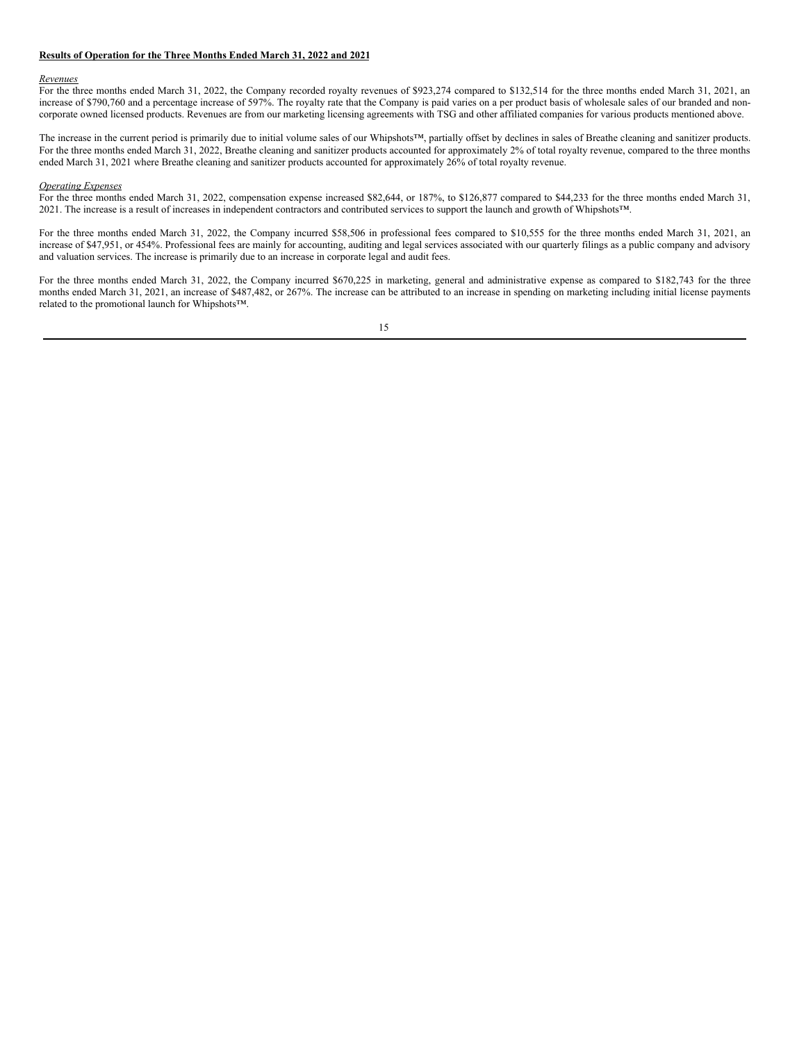**Results of Operation for the Three Months Ended March 31, 2022 and 2021**

*Revenues*

For the three months ended March 31, 2022, the Company recorded royalty revenues of $923,274 compared to $132,514 for the three months ended March 31, 2021, an increase of $790,760 and a percentage increase of 597%. The royalty rate that the Company is paid varies on a per product basis of wholesale sales of our branded and non-corporate owned licensed products. Revenues are from our marketing licensing agreements with TSG and other affiliated companies for various products mentioned above.

The increase in the current period is primarily due to initial volume sales of our Whipshots™, partially offset by declines in sales of Breathe cleaning and sanitizer products. For the three months ended March 31, 2022, Breathe cleaning and sanitizer products accounted for approximately 2% of total royalty revenue, compared to the three months ended March 31, 2021 where Breathe cleaning and sanitizer products accounted for approximately 26% of total royalty revenue.

*Operating Expenses*

For the three months ended March 31, 2022, compensation expense increased $82,644, or 187%, to $126,877 compared to $44,233 for the three months ended March 31, 2021. The increase is a result of increases in independent contractors and contributed services to support the launch and growth of Whipshots™.

For the three months ended March 31, 2022, the Company incurred $58,506 in professional fees compared to $10,555 for the three months ended March 31, 2021, an increase of $47,951, or 454%. Professional fees are mainly for accounting, auditing and legal services associated with our quarterly filings as a public company and advisory and valuation services. The increase is primarily due to an increase in corporate legal and audit fees.

For the three months ended March 31, 2022, the Company incurred $670,225 in marketing, general and administrative expense as compared to $182,743 for the three months ended March 31, 2021, an increase of $487,482, or 267%. The increase can be attributed to an increase in spending on marketing including initial license payments related to the promotional launch for Whipshots™.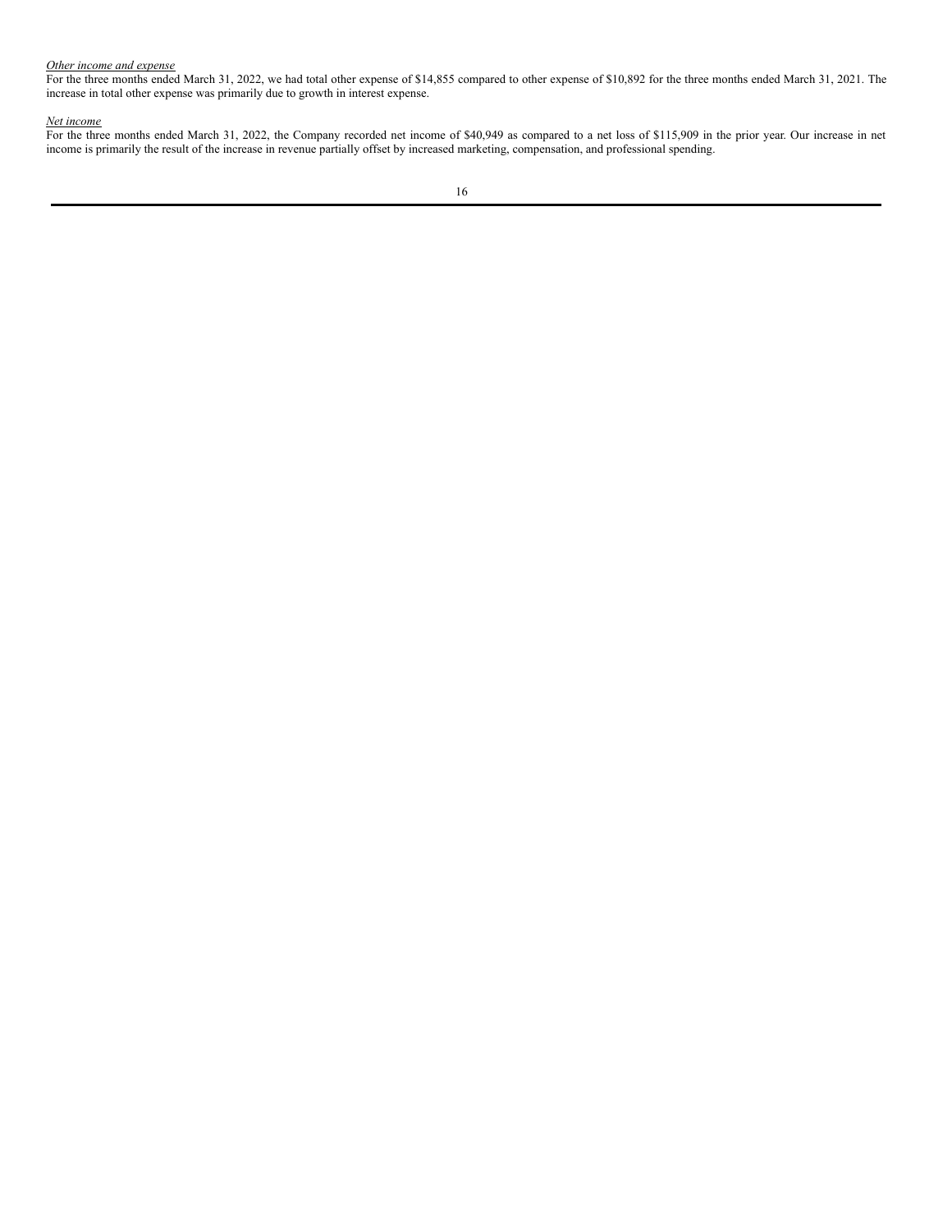*Other income and expense*

For the three months ended March 31, 2022, we had total other expense of $14,855 compared to other expense of $10,892 for the three months ended March 31, 2021. The increase in total other expense was primarily due to growth in interest expense.

*Net income*

For the three months ended March 31, 2022, the Company recorded net income of $40,949 as compared to a net loss of $115,909 in the prior year. Our increase in net income is primarily the result of the increase in revenue partially offset by increased marketing, compensation, and professional spending.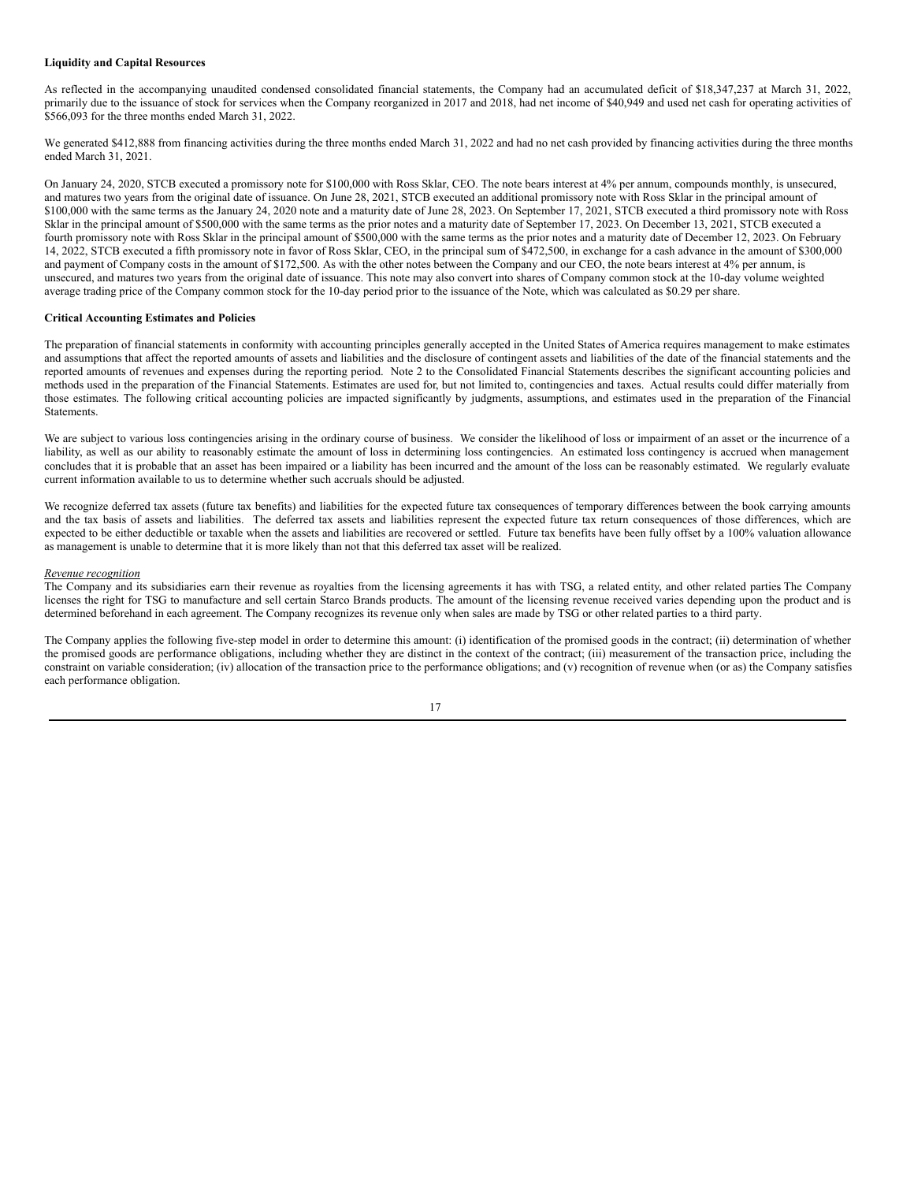**Liquidity and Capital Resources**

As reflected in the accompanying unaudited condensed consolidated financial statements, the Company had an accumulated deficit of $18,347,237 at March 31, 2022, primarily due to the issuance of stock for services when the Company reorganized in 2017 and 2018, had net income of $40,949 and used net cash for operating activities of $566,093 for the three months ended March 31, 2022.

We generated $412,888 from financing activities during the three months ended March 31, 2022 and had no net cash provided by financing activities during the three months ended March 31, 2021.

On January 24, 2020, STCB executed a promissory note for $100,000 with Ross Sklar, CEO. The note bears interest at 4% per annum, compounds monthly, is unsecured, and matures two years from the original date of issuance. On June 28, 2021, STCB executed an additional promissory note with Ross Sklar in the principal amount of $100,000 with the same terms as the January 24, 2020 note and a maturity date of June 28, 2023. On September 17, 2021, STCB executed a third promissory note with Ross Sklar in the principal amount of $500,000 with the same terms as the prior notes and a maturity date of September 17, 2023. On December 13, 2021, STCB executed a fourth promissory note with Ross Sklar in the principal amount of $500,000 with the same terms as the prior notes and a maturity date of December 12, 2023. On February 14, 2022, STCB executed a fifth promissory note in favor of Ross Sklar, CEO, in the principal sum of $472,500, in exchange for a cash advance in the amount of $300,000 and payment of Company costs in the amount of $172,500. As with the other notes between the Company and our CEO, the note bears interest at 4% per annum, is unsecured, and matures two years from the original date of issuance. This note may also convert into shares of Company common stock at the 10-day volume weighted average trading price of the Company common stock for the 10-day period prior to the issuance of the Note, which was calculated as $0.29 per share.

**Critical Accounting Estimates and Policies**

The preparation of financial statements in conformity with accounting principles generally accepted in the United States of America requires management to make estimates and assumptions that affect the reported amounts of assets and liabilities and the disclosure of contingent assets and liabilities of the date of the financial statements and the reported amounts of revenues and expenses during the reporting period. Note 2 to the Consolidated Financial Statements describes the significant accounting policies and methods used in the preparation of the Financial Statements. Estimates are used for, but not limited to, contingencies and taxes. Actual results could differ materially from those estimates. The following critical accounting policies are impacted significantly by judgments, assumptions, and estimates used in the preparation of the Financial Statements.

We are subject to various loss contingencies arising in the ordinary course of business. We consider the likelihood of loss or impairment of an asset or the incurrence of a liability, as well as our ability to reasonably estimate the amount of loss in determining loss contingencies. An estimated loss contingency is accrued when management concludes that it is probable that an asset has been impaired or a liability has been incurred and the amount of the loss can be reasonably estimated. We regularly evaluate current information available to us to determine whether such accruals should be adjusted.

We recognize deferred tax assets (future tax benefits) and liabilities for the expected future tax consequences of temporary differences between the book carrying amounts and the tax basis of assets and liabilities. The deferred tax assets and liabilities represent the expected future tax return consequences of those differences, which are expected to be either deductible or taxable when the assets and liabilities are recovered or settled. Future tax benefits have been fully offset by a 100% valuation allowance as management is unable to determine that it is more likely than not that this deferred tax asset will be realized.

*Revenue recognition*

The Company and its subsidiaries earn their revenue as royalties from the licensing agreements it has with TSG, a related entity, and other related parties The Company licenses the right for TSG to manufacture and sell certain Starco Brands products. The amount of the licensing revenue received varies depending upon the product and is determined beforehand in each agreement. The Company recognizes its revenue only when sales are made by TSG or other related parties to a third party.

The Company applies the following five-step model in order to determine this amount: (i) identification of the promised goods in the contract; (ii) determination of whether the promised goods are performance obligations, including whether they are distinct in the context of the contract; (iii) measurement of the transaction price, including the constraint on variable consideration; (iv) allocation of the transaction price to the performance obligations; and (v) recognition of revenue when (or as) the Company satisfies each performance obligation.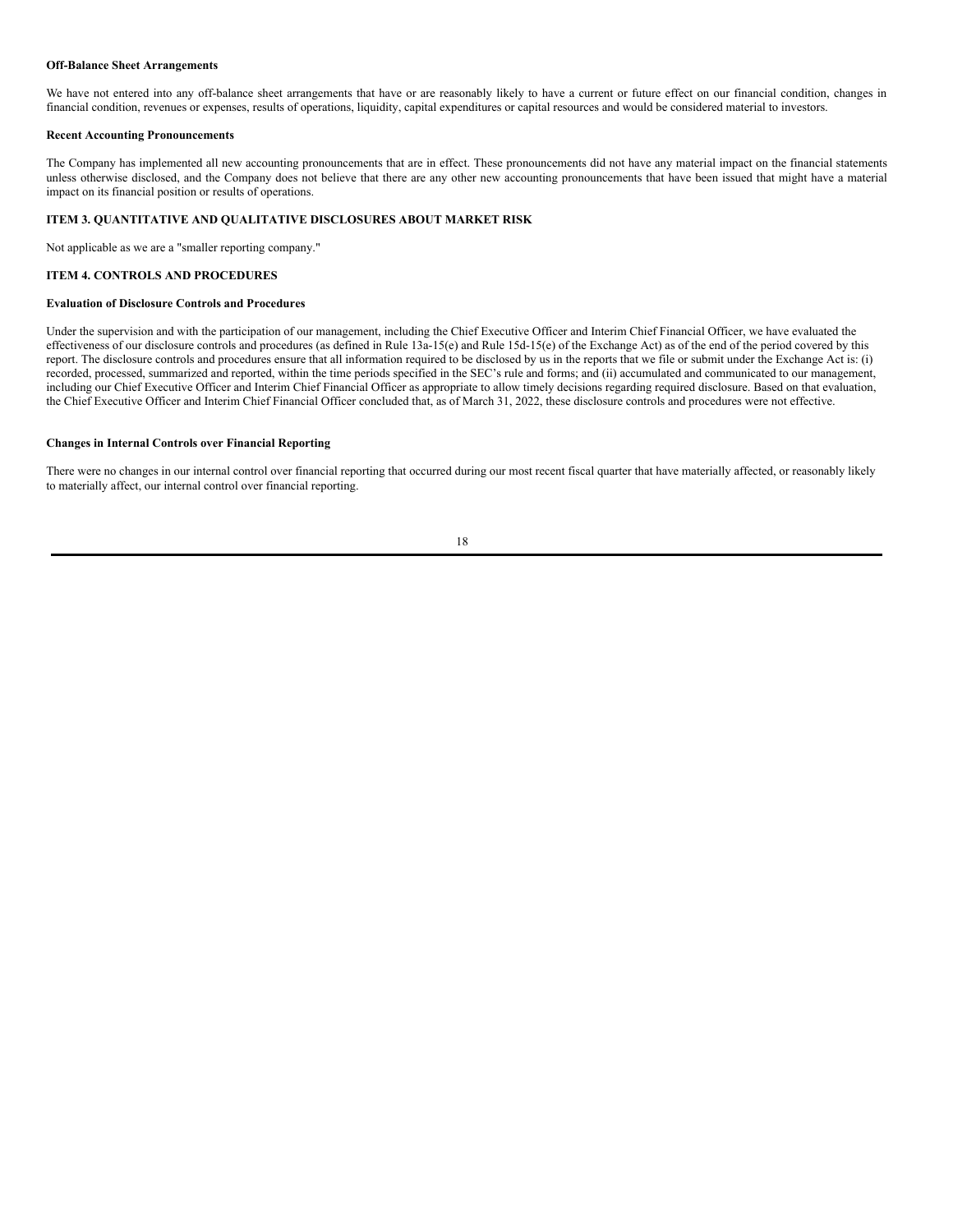**Off-Balance Sheet Arrangements**

We have not entered into any off-balance sheet arrangements that have or are reasonably likely to have a current or future effect on our financial condition, changes in financial condition, revenues or expenses, results of operations, liquidity, capital expenditures or capital resources and would be considered material to investors.

**Recent Accounting Pronouncements**

The Company has implemented all new accounting pronouncements that are in effect. These pronouncements did not have any material impact on the financial statements unless otherwise disclosed, and the Company does not believe that there are any other new accounting pronouncements that have been issued that might have a material impact on its financial position or results of operations.

## ITEM 3. QUANTITATIVE AND QUALITATIVE DISCLOSURES ABOUT MARKET RISK

Not applicable as we are a "smaller reporting company."

## ITEM 4. CONTROLS AND PROCEDURES

**Evaluation of Disclosure Controls and Procedures**

Under the supervision and with the participation of our management, including the Chief Executive Officer and Interim Chief Financial Officer, we have evaluated the effectiveness of our disclosure controls and procedures (as defined in Rule 13a-15(e) and Rule 15d-15(e) of the Exchange Act) as of the end of the period covered by this report. The disclosure controls and procedures ensure that all information required to be disclosed by us in the reports that we file or submit under the Exchange Act is: (i) recorded, processed, summarized and reported, within the time periods specified in the SEC's rule and forms; and (ii) accumulated and communicated to our management, including our Chief Executive Officer and Interim Chief Financial Officer as appropriate to allow timely decisions regarding required disclosure. Based on that evaluation, the Chief Executive Officer and Interim Chief Financial Officer concluded that, as of March 31, 2022, these disclosure controls and procedures were not effective.

**Changes in Internal Controls over Financial Reporting**

There were no changes in our internal control over financial reporting that occurred during our most recent fiscal quarter that have materially affected, or reasonably likely to materially affect, our internal control over financial reporting.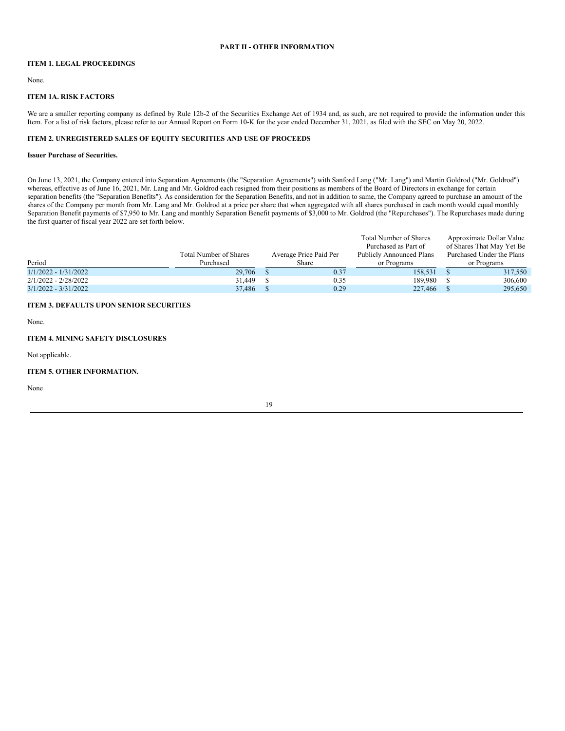## PART II - OTHER INFORMATION

### ITEM 1. LEGAL PROCEEDINGS

None.

### ITEM 1A. RISK FACTORS

We are a smaller reporting company as defined by Rule 12b-2 of the Securities Exchange Act of 1934 and, as such, are not required to provide the information under this Item. For a list of risk factors, please refer to our Annual Report on Form 10-K for the year ended December 31, 2021, as filed with the SEC on May 20, 2022.

### ITEM 2. UNREGISTERED SALES OF EQUITY SECURITIES AND USE OF PROCEEDS

**Issuer Purchase of Securities.**

On June 13, 2021, the Company entered into Separation Agreements (the "Separation Agreements") with Sanford Lang ("Mr. Lang") and Martin Goldrod ("Mr. Goldrod") whereas, effective as of June 16, 2021, Mr. Lang and Mr. Goldrod each resigned from their positions as members of the Board of Directors in exchange for certain separation benefits (the "Separation Benefits"). As consideration for the Separation Benefits, and not in addition to same, the Company agreed to purchase an amount of the shares of the Company per month from Mr. Lang and Mr. Goldrod at a price per share that when aggregated with all shares purchased in each month would equal monthly Separation Benefit payments of $7,950 to Mr. Lang and monthly Separation Benefit payments of $3,000 to Mr. Goldrod (the "Repurchases"). The Repurchases made during the first quarter of fiscal year 2022 are set forth below.

| Period | Total Number of Shares Purchased | Average Price Paid Per Share | Total Number of Shares Purchased as Part of Publicly Announced Plans or Programs | Approximate Dollar Value of Shares That May Yet Be Purchased Under the Plans or Programs |
|---|---|---|---|---|
| 1/1/2022 - 1/31/2022 | 29,706 | $ 0.37 | 158,531 | $ 317,550 |
| 2/1/2022 - 2/28/2022 | 31,449 | $ 0.35 | 189,980 | $ 306,600 |
| 3/1/2022 - 3/31/2022 | 37,486 | $ 0.29 | 227,466 | $ 295,650 |

### ITEM 3. DEFAULTS UPON SENIOR SECURITIES

None.

### ITEM 4. MINING SAFETY DISCLOSURES

Not applicable.

### ITEM 5. OTHER INFORMATION.

None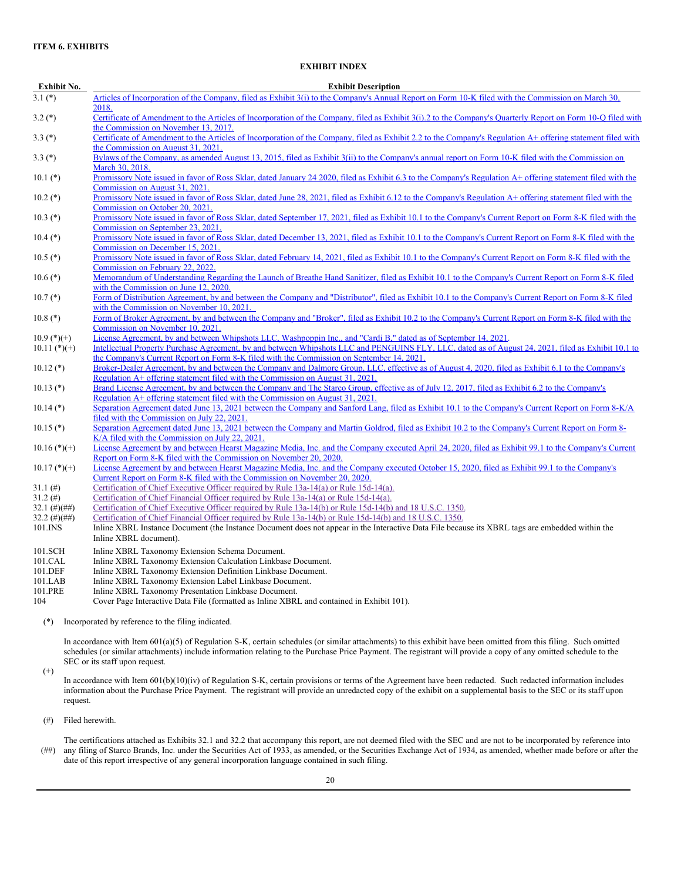**ITEM 6. EXHIBITS**

**EXHIBIT INDEX**

| Exhibit No. | Exhibit Description |
|---|---|
| 3.1 (*) | Articles of Incorporation of the Company, filed as Exhibit 3(i) to the Company's Annual Report on Form 10-K filed with the Commission on March 30, 2018. |
| 3.2 (*) | Certificate of Amendment to the Articles of Incorporation of the Company, filed as Exhibit 3(i).2 to the Company's Quarterly Report on Form 10-Q filed with the Commission on November 13, 2017. |
| 3.3 (*) | Certificate of Amendment to the Articles of Incorporation of the Company, filed as Exhibit 2.2 to the Company's Regulation A+ offering statement filed with the Commission on August 31, 2021. |
| 3.3 (*) | Bylaws of the Company, as amended August 13, 2015, filed as Exhibit 3(ii) to the Company's annual report on Form 10-K filed with the Commission on March 30, 2018. |
| 10.1 (*) | Promissory Note issued in favor of Ross Sklar, dated January 24 2020, filed as Exhibit 6.3 to the Company's Regulation A+ offering statement filed with the Commission on August 31, 2021. |
| 10.2 (*) | Promissory Note issued in favor of Ross Sklar, dated June 28, 2021, filed as Exhibit 6.12 to the Company's Regulation A+ offering statement filed with the Commission on October 20, 2021. |
| 10.3 (*) | Promissory Note issued in favor of Ross Sklar, dated September 17, 2021, filed as Exhibit 10.1 to the Company's Current Report on Form 8-K filed with the Commission on September 23, 2021. |
| 10.4 (*) | Promissory Note issued in favor of Ross Sklar, dated December 13, 2021, filed as Exhibit 10.1 to the Company's Current Report on Form 8-K filed with the Commission on December 15, 2021. |
| 10.5 (*) | Promissory Note issued in favor of Ross Sklar, dated February 14, 2021, filed as Exhibit 10.1 to the Company's Current Report on Form 8-K filed with the Commission on February 22, 2022. |
| 10.6 (*) | Memorandum of Understanding Regarding the Launch of Breathe Hand Sanitizer, filed as Exhibit 10.1 to the Company's Current Report on Form 8-K filed with the Commission on June 12, 2020. |
| 10.7 (*) | Form of Distribution Agreement, by and between the Company and "Distributor", filed as Exhibit 10.1 to the Company's Current Report on Form 8-K filed with the Commission on November 10, 2021. |
| 10.8 (*) | Form of Broker Agreement, by and between the Company and "Broker", filed as Exhibit 10.2 to the Company's Current Report on Form 8-K filed with the Commission on November 10, 2021. |
| 10.9 (*)(+) | License Agreement, by and between Whipshots LLC, Washpoppin Inc., and "Cardi B," dated as of September 14, 2021. |
| 10.11 (*)(+) | Intellectual Property Purchase Agreement, by and between Whipshots LLC and PENGUINS FLY, LLC, dated as of August 24, 2021, filed as Exhibit 10.1 to the Company's Current Report on Form 8-K filed with the Commission on September 14, 2021. |
| 10.12 (*) | Broker-Dealer Agreement, by and between the Company and Dalmore Group, LLC, effective as of August 4, 2020, filed as Exhibit 6.1 to the Company's Regulation A+ offering statement filed with the Commission on August 31, 2021. |
| 10.13 (*) | Brand License Agreement, by and between the Company and The Starco Group, effective as of July 12, 2017, filed as Exhibit 6.2 to the Company's Regulation A+ offering statement filed with the Commission on August 31, 2021. |
| 10.14 (*) | Separation Agreement dated June 13, 2021 between the Company and Sanford Lang, filed as Exhibit 10.1 to the Company's Current Report on Form 8-K/A filed with the Commission on July 22, 2021. |
| 10.15 (*) | Separation Agreement dated June 13, 2021 between the Company and Martin Goldrod, filed as Exhibit 10.2 to the Company's Current Report on Form 8-K/A filed with the Commission on July 22, 2021. |
| 10.16 (*)(+) | License Agreement by and between Hearst Magazine Media, Inc. and the Company executed April 24, 2020, filed as Exhibit 99.1 to the Company's Current Report on Form 8-K filed with the Commission on November 20, 2020. |
| 10.17 (*)(+) | License Agreement by and between Hearst Magazine Media, Inc. and the Company executed October 15, 2020, filed as Exhibit 99.1 to the Company's Current Report on Form 8-K filed with the Commission on November 20, 2020. |
| 31.1 (#) | Certification of Chief Executive Officer required by Rule 13a-14(a) or Rule 15d-14(a). |
| 31.2 (#) | Certification of Chief Financial Officer required by Rule 13a-14(a) or Rule 15d-14(a). |
| 32.1 (#)(##) | Certification of Chief Executive Officer required by Rule 13a-14(b) or Rule 15d-14(b) and 18 U.S.C. 1350. |
| 32.2 (#)(##) | Certification of Chief Financial Officer required by Rule 13a-14(b) or Rule 15d-14(b) and 18 U.S.C. 1350. |
| 101.INS | Inline XBRL Instance Document (the Instance Document does not appear in the Interactive Data File because its XBRL tags are embedded within the Inline XBRL document). |
| 101.SCH | Inline XBRL Taxonomy Extension Schema Document. |
| 101.CAL | Inline XBRL Taxonomy Extension Calculation Linkbase Document. |
| 101.DEF | Inline XBRL Taxonomy Extension Definition Linkbase Document. |
| 101.LAB | Inline XBRL Taxonomy Extension Label Linkbase Document. |
| 101.PRE | Inline XBRL Taxonomy Presentation Linkbase Document. |
| 104 | Cover Page Interactive Data File (formatted as Inline XBRL and contained in Exhibit 101). |

(*) Incorporated by reference to the filing indicated.

(+) In accordance with Item 601(a)(5) of Regulation S-K, certain schedules (or similar attachments) to this exhibit have been omitted from this filing. Such omitted schedules (or similar attachments) include information relating to the Purchase Price Payment. The registrant will provide a copy of any omitted schedule to the SEC or its staff upon request.

In accordance with Item 601(b)(10)(iv) of Regulation S-K, certain provisions or terms of the Agreement have been redacted. Such redacted information includes information about the Purchase Price Payment. The registrant will provide an unredacted copy of the exhibit on a supplemental basis to the SEC or its staff upon request.

(#) Filed herewith.

(##) The certifications attached as Exhibits 32.1 and 32.2 that accompany this report, are not deemed filed with the SEC and are not to be incorporated by reference into any filing of Starco Brands, Inc. under the Securities Act of 1933, as amended, or the Securities Exchange Act of 1934, as amended, whether made before or after the date of this report irrespective of any general incorporation language contained in such filing.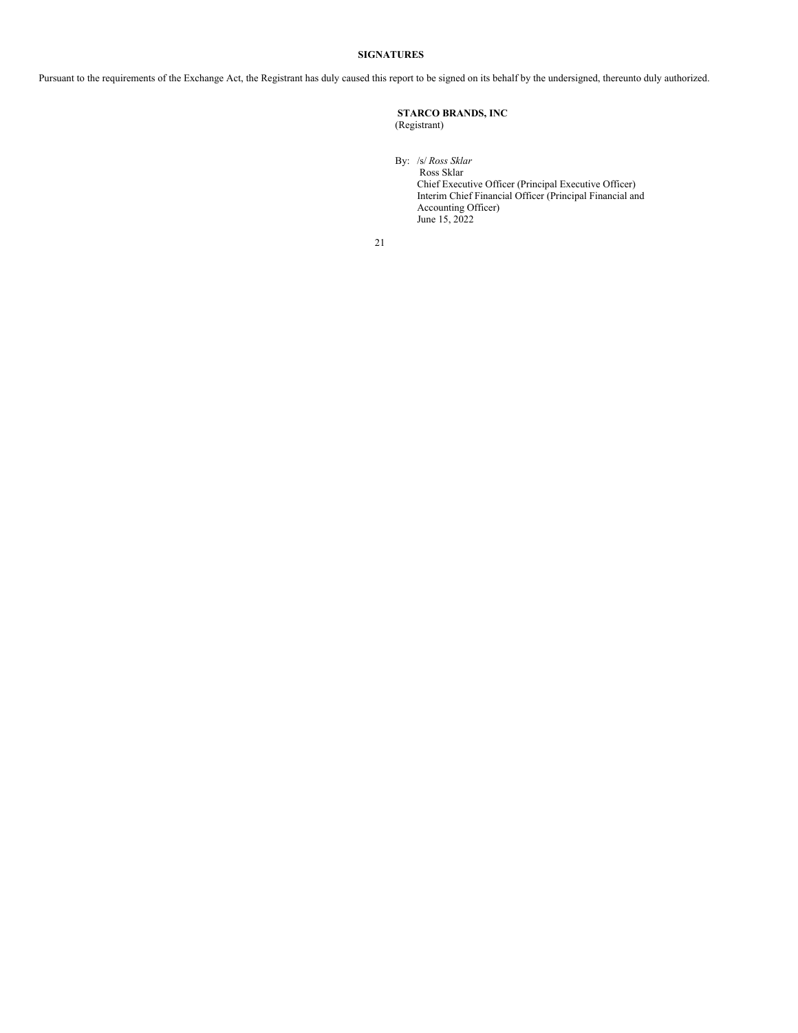**SIGNATURES**

Pursuant to the requirements of the Exchange Act, the Registrant has duly caused this report to be signed on its behalf by the undersigned, thereunto duly authorized.

**STARCO BRANDS, INC**
(Registrant)

By: /s/ *Ross Sklar*
Ross Sklar
Chief Executive Officer (Principal Executive Officer)
Interim Chief Financial Officer (Principal Financial and Accounting Officer)
June 15, 2022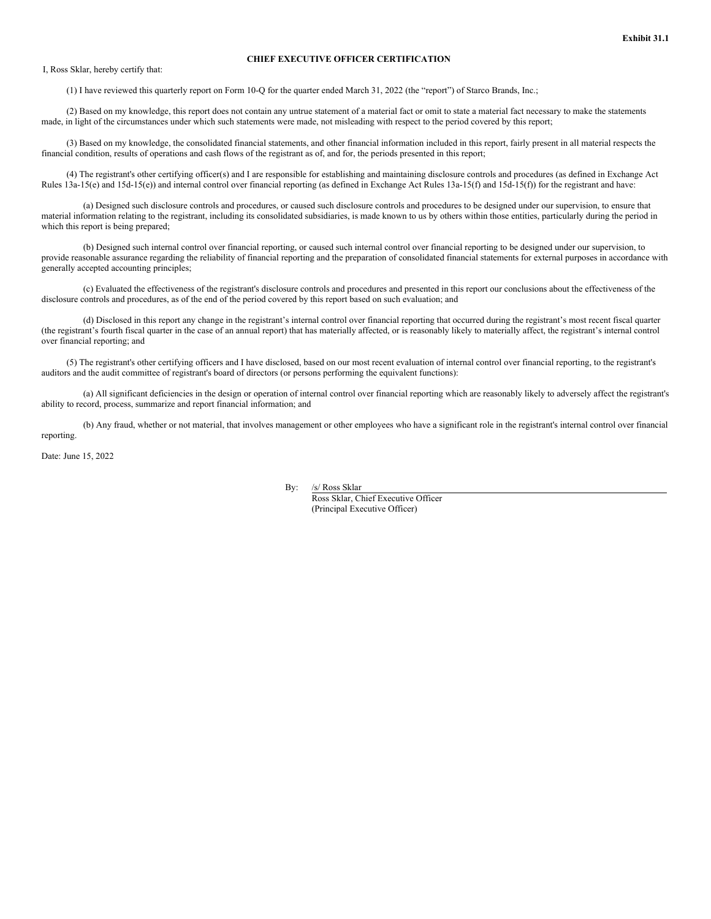**Exhibit 31.1**

**CHIEF EXECUTIVE OFFICER CERTIFICATION**

I, Ross Sklar, hereby certify that:

(1) I have reviewed this quarterly report on Form 10-Q for the quarter ended March 31, 2022 (the "report") of Starco Brands, Inc.;

(2) Based on my knowledge, this report does not contain any untrue statement of a material fact or omit to state a material fact necessary to make the statements made, in light of the circumstances under which such statements were made, not misleading with respect to the period covered by this report;

(3) Based on my knowledge, the consolidated financial statements, and other financial information included in this report, fairly present in all material respects the financial condition, results of operations and cash flows of the registrant as of, and for, the periods presented in this report;

(4) The registrant's other certifying officer(s) and I are responsible for establishing and maintaining disclosure controls and procedures (as defined in Exchange Act Rules 13a-15(e) and 15d-15(e)) and internal control over financial reporting (as defined in Exchange Act Rules 13a-15(f) and 15d-15(f)) for the registrant and have:

(a) Designed such disclosure controls and procedures, or caused such disclosure controls and procedures to be designed under our supervision, to ensure that material information relating to the registrant, including its consolidated subsidiaries, is made known to us by others within those entities, particularly during the period in which this report is being prepared;

(b) Designed such internal control over financial reporting, or caused such internal control over financial reporting to be designed under our supervision, to provide reasonable assurance regarding the reliability of financial reporting and the preparation of consolidated financial statements for external purposes in accordance with generally accepted accounting principles;

(c) Evaluated the effectiveness of the registrant's disclosure controls and procedures and presented in this report our conclusions about the effectiveness of the disclosure controls and procedures, as of the end of the period covered by this report based on such evaluation; and

(d) Disclosed in this report any change in the registrant's internal control over financial reporting that occurred during the registrant's most recent fiscal quarter (the registrant's fourth fiscal quarter in the case of an annual report) that has materially affected, or is reasonably likely to materially affect, the registrant's internal control over financial reporting; and

(5) The registrant's other certifying officers and I have disclosed, based on our most recent evaluation of internal control over financial reporting, to the registrant's auditors and the audit committee of registrant's board of directors (or persons performing the equivalent functions):

(a) All significant deficiencies in the design or operation of internal control over financial reporting which are reasonably likely to adversely affect the registrant's ability to record, process, summarize and report financial information; and

(b) Any fraud, whether or not material, that involves management or other employees who have a significant role in the registrant's internal control over financial reporting.

Date: June 15, 2022

By: /s/ Ross Sklar
Ross Sklar, Chief Executive Officer
(Principal Executive Officer)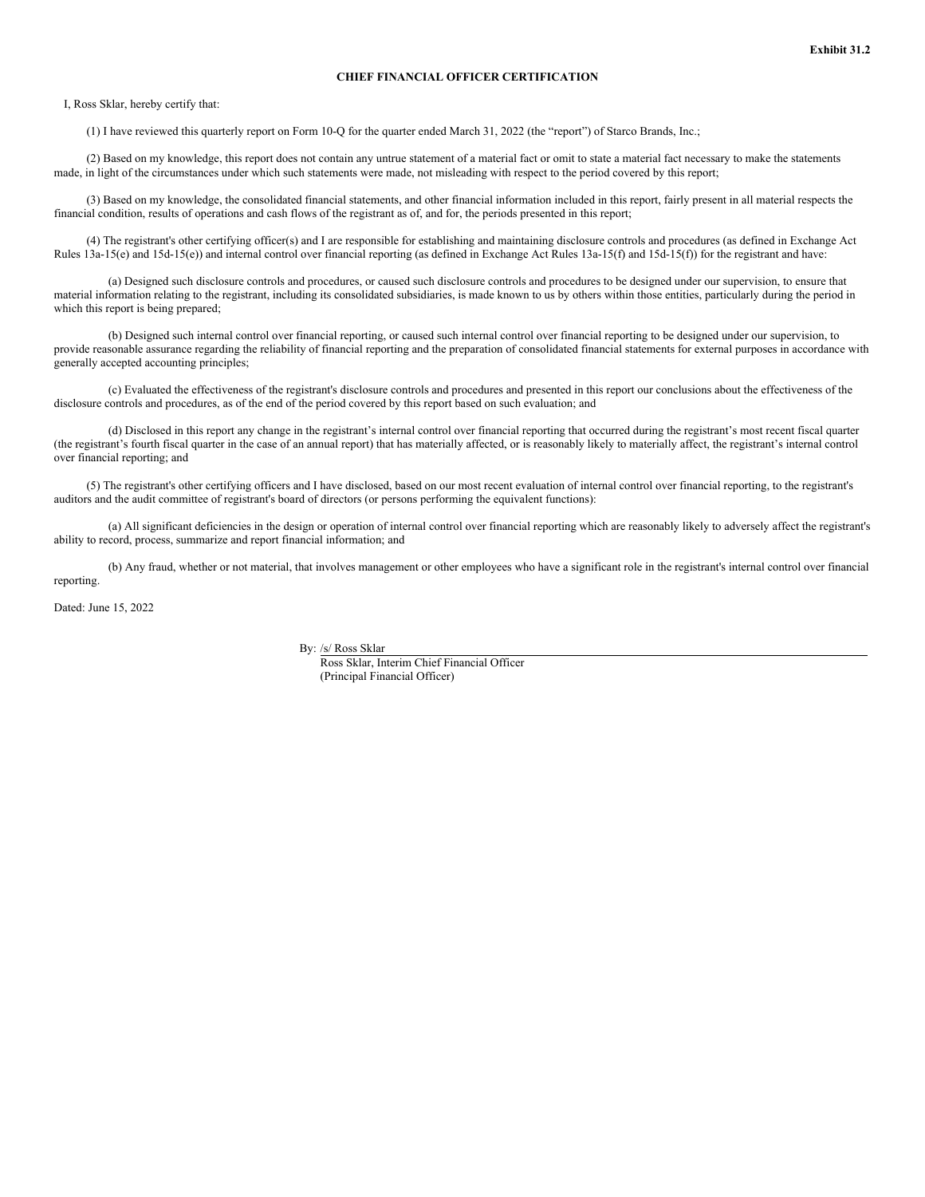**Exhibit 31.2**

**CHIEF FINANCIAL OFFICER CERTIFICATION**

I, Ross Sklar, hereby certify that:

(1) I have reviewed this quarterly report on Form 10-Q for the quarter ended March 31, 2022 (the "report") of Starco Brands, Inc.;

(2) Based on my knowledge, this report does not contain any untrue statement of a material fact or omit to state a material fact necessary to make the statements made, in light of the circumstances under which such statements were made, not misleading with respect to the period covered by this report;

(3) Based on my knowledge, the consolidated financial statements, and other financial information included in this report, fairly present in all material respects the financial condition, results of operations and cash flows of the registrant as of, and for, the periods presented in this report;

(4) The registrant's other certifying officer(s) and I are responsible for establishing and maintaining disclosure controls and procedures (as defined in Exchange Act Rules 13a-15(e) and 15d-15(e)) and internal control over financial reporting (as defined in Exchange Act Rules 13a-15(f) and 15d-15(f)) for the registrant and have:

(a) Designed such disclosure controls and procedures, or caused such disclosure controls and procedures to be designed under our supervision, to ensure that material information relating to the registrant, including its consolidated subsidiaries, is made known to us by others within those entities, particularly during the period in which this report is being prepared;

(b) Designed such internal control over financial reporting, or caused such internal control over financial reporting to be designed under our supervision, to provide reasonable assurance regarding the reliability of financial reporting and the preparation of consolidated financial statements for external purposes in accordance with generally accepted accounting principles;

(c) Evaluated the effectiveness of the registrant's disclosure controls and procedures and presented in this report our conclusions about the effectiveness of the disclosure controls and procedures, as of the end of the period covered by this report based on such evaluation; and

(d) Disclosed in this report any change in the registrant's internal control over financial reporting that occurred during the registrant's most recent fiscal quarter (the registrant's fourth fiscal quarter in the case of an annual report) that has materially affected, or is reasonably likely to materially affect, the registrant's internal control over financial reporting; and

(5) The registrant's other certifying officers and I have disclosed, based on our most recent evaluation of internal control over financial reporting, to the registrant's auditors and the audit committee of registrant's board of directors (or persons performing the equivalent functions):

(a) All significant deficiencies in the design or operation of internal control over financial reporting which are reasonably likely to adversely affect the registrant's ability to record, process, summarize and report financial information; and

(b) Any fraud, whether or not material, that involves management or other employees who have a significant role in the registrant's internal control over financial reporting.

Dated: June 15, 2022

By: /s/ Ross Sklar
Ross Sklar, Interim Chief Financial Officer
(Principal Financial Officer)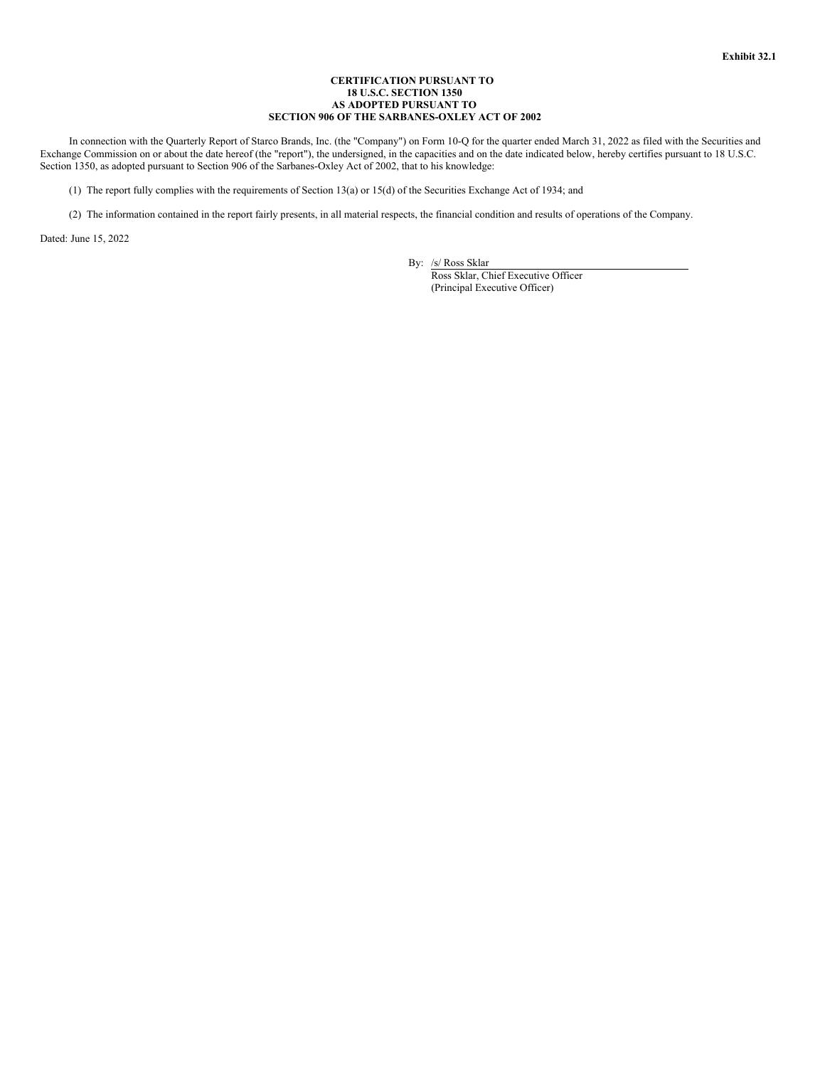**Exhibit 32.1**

**CERTIFICATION PURSUANT TO**
**18 U.S.C. SECTION 1350**
**AS ADOPTED PURSUANT TO**
**SECTION 906 OF THE SARBANES-OXLEY ACT OF 2002**

In connection with the Quarterly Report of Starco Brands, Inc. (the "Company") on Form 10-Q for the quarter ended March 31, 2022 as filed with the Securities and Exchange Commission on or about the date hereof (the "report"), the undersigned, in the capacities and on the date indicated below, hereby certifies pursuant to 18 U.S.C. Section 1350, as adopted pursuant to Section 906 of the Sarbanes-Oxley Act of 2002, that to his knowledge:

(1) The report fully complies with the requirements of Section 13(a) or 15(d) of the Securities Exchange Act of 1934; and

(2) The information contained in the report fairly presents, in all material respects, the financial condition and results of operations of the Company.

Dated: June 15, 2022

By: /s/ Ross Sklar
Ross Sklar, Chief Executive Officer
(Principal Executive Officer)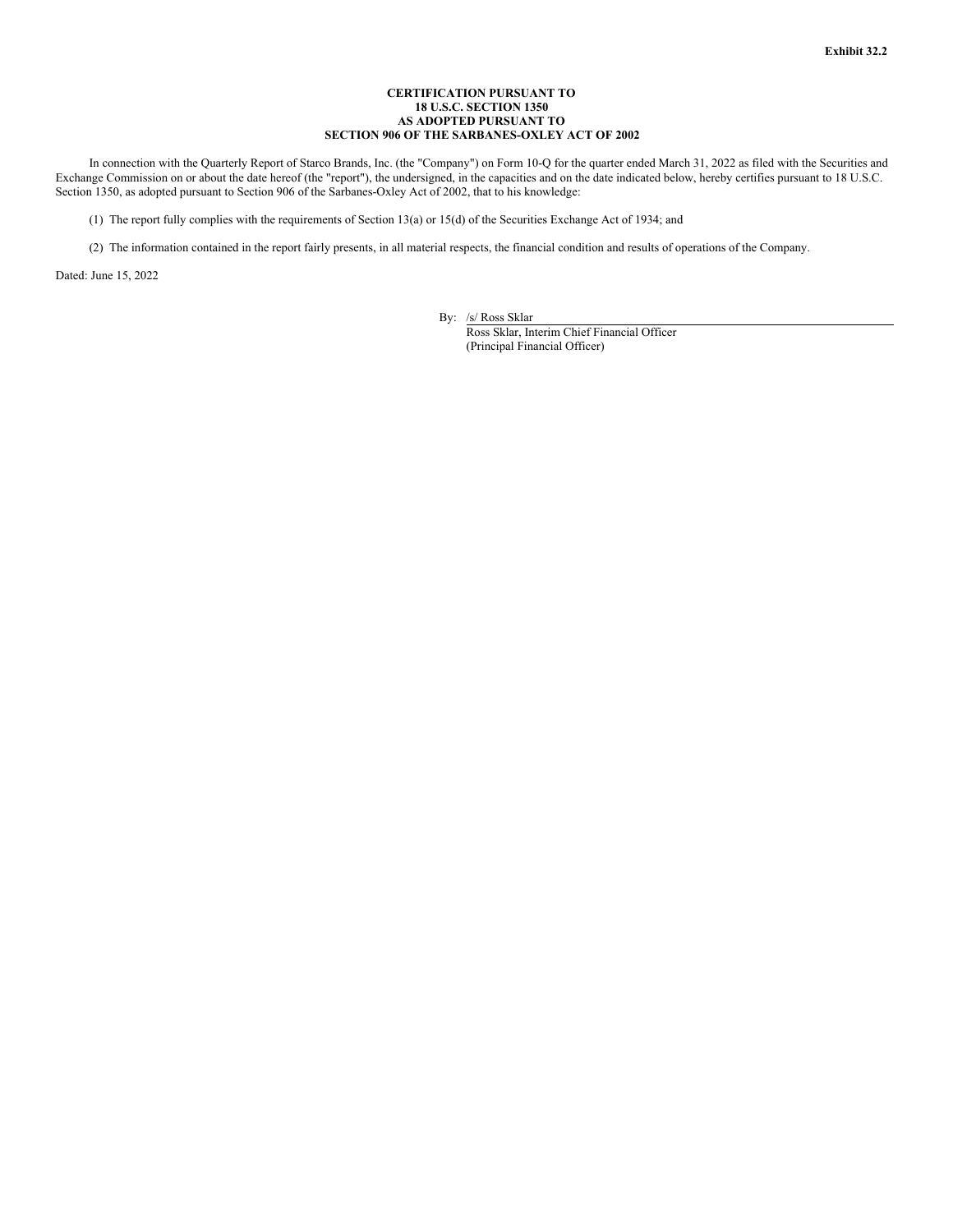**Exhibit 32.2**

**CERTIFICATION PURSUANT TO**
**18 U.S.C. SECTION 1350**
**AS ADOPTED PURSUANT TO**
**SECTION 906 OF THE SARBANES-OXLEY ACT OF 2002**

In connection with the Quarterly Report of Starco Brands, Inc. (the "Company") on Form 10-Q for the quarter ended March 31, 2022 as filed with the Securities and Exchange Commission on or about the date hereof (the "report"), the undersigned, in the capacities and on the date indicated below, hereby certifies pursuant to 18 U.S.C. Section 1350, as adopted pursuant to Section 906 of the Sarbanes-Oxley Act of 2002, that to his knowledge:

(1) The report fully complies with the requirements of Section 13(a) or 15(d) of the Securities Exchange Act of 1934; and

(2) The information contained in the report fairly presents, in all material respects, the financial condition and results of operations of the Company.

Dated: June 15, 2022

By: /s/ Ross Sklar
Ross Sklar, Interim Chief Financial Officer
(Principal Financial Officer)